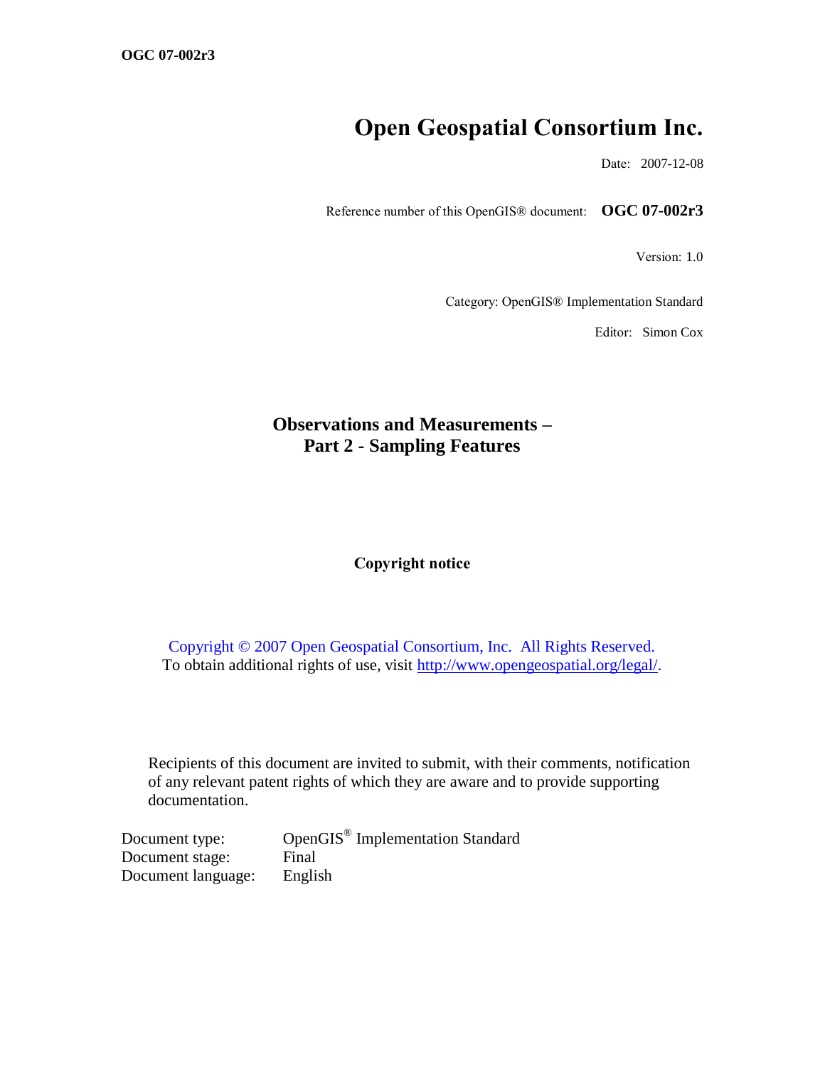# Open Geospatial Consortium Inc.

Date: 2007-12-08

Reference number of this OpenGIS® document: **OGC 07-002r3**

Version: 1.0

Category: OpenGIS® Implementation Standard

Editor: Simon Cox

## Observations and Measurements – Part 2 - Sampling Features

### Copyright notice

Copyright © 2007 Open Geospatial Consortium, Inc. All Rights Reserved.
To obtain additional rights of use, visit http://www.opengeospatial.org/legal/.

Recipients of this document are invited to submit, with their comments, notification of any relevant patent rights of which they are aware and to provide supporting documentation.

Document type: OpenGIS® Implementation Standard
Document stage: Final
Document language: English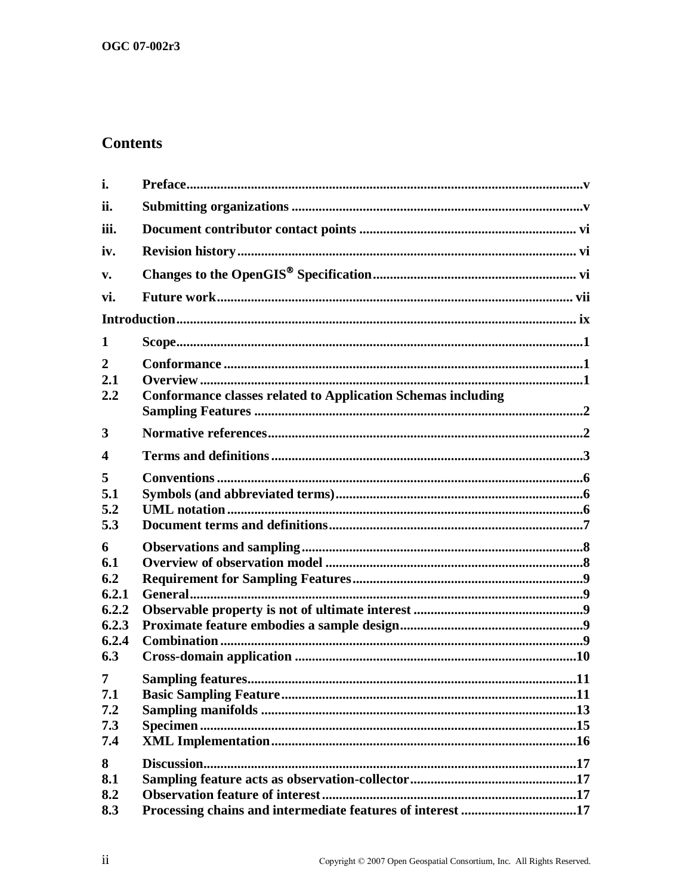# Contents

| | | |
|---|---|---|
| i. | Preface | v |
| ii. | Submitting organizations | v |
| iii. | Document contributor contact points | vi |
| iv. | Revision history | vi |
| v. | Changes to the OpenGIS® Specification | vi |
| vi. | Future work | vii |
| Introduction | | ix |
| 1 | Scope | 1 |
| 2 | Conformance | 1 |
| 2.1 | Overview | 1 |
| 2.2 | Conformance classes related to Application Schemas including Sampling Features | 2 |
| 3 | Normative references | 2 |
| 4 | Terms and definitions | 3 |
| 5 | Conventions | 6 |
| 5.1 | Symbols (and abbreviated terms) | 6 |
| 5.2 | UML notation | 6 |
| 5.3 | Document terms and definitions | 7 |
| 6 | Observations and sampling | 8 |
| 6.1 | Overview of observation model | 8 |
| 6.2 | Requirement for Sampling Features | 9 |
| 6.2.1 | General | 9 |
| 6.2.2 | Observable property is not of ultimate interest | 9 |
| 6.2.3 | Proximate feature embodies a sample design | 9 |
| 6.2.4 | Combination | 9 |
| 6.3 | Cross-domain application | 10 |
| 7 | Sampling features | 11 |
| 7.1 | Basic Sampling Feature | 11 |
| 7.2 | Sampling manifolds | 13 |
| 7.3 | Specimen | 15 |
| 7.4 | XML Implementation | 16 |
| 8 | Discussion | 17 |
| 8.1 | Sampling feature acts as observation-collector | 17 |
| 8.2 | Observation feature of interest | 17 |
| 8.3 | Processing chains and intermediate features of interest | 17 |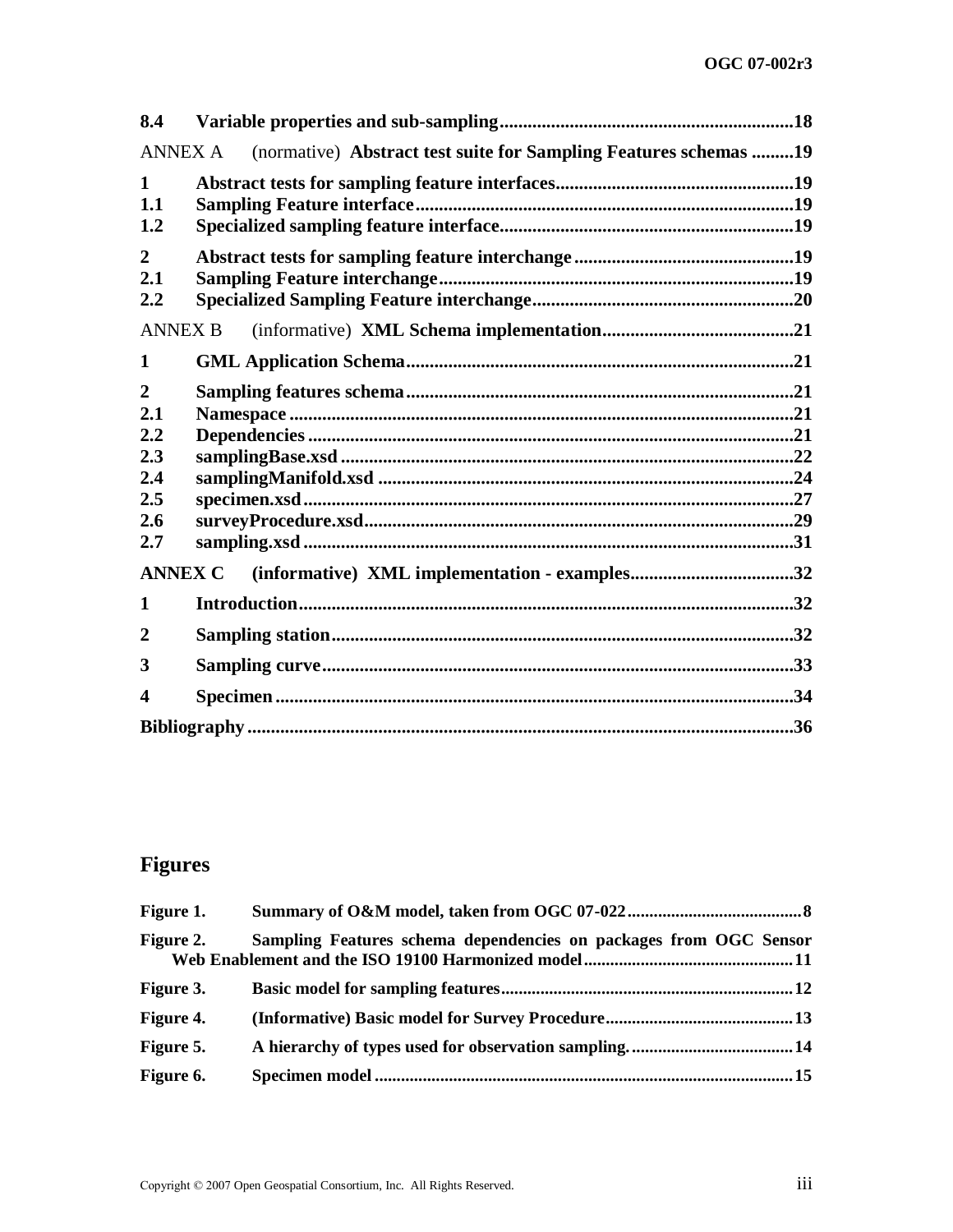**8.4 Variable properties and sub-sampling** .......... **18**

ANNEX A (normative) **Abstract test suite for Sampling Features schemas** .......... **19**

**1 Abstract tests for sampling feature interfaces** .......... **19**
**1.1 Sampling Feature interface** .......... **19**
**1.2 Specialized sampling feature interface** .......... **19**

**2 Abstract tests for sampling feature interchange** .......... **19**
**2.1 Sampling Feature interchange** .......... **19**
**2.2 Specialized Sampling Feature interchange** .......... **20**

ANNEX B (informative) **XML Schema implementation** .......... **21**

**1 GML Application Schema** .......... **21**

**2 Sampling features schema** .......... **21**
**2.1 Namespace** .......... **21**
**2.2 Dependencies** .......... **21**
**2.3 samplingBase.xsd** .......... **22**
**2.4 samplingManifold.xsd** .......... **24**
**2.5 specimen.xsd** .......... **27**
**2.6 surveyProcedure.xsd** .......... **29**
**2.7 sampling.xsd** .......... **31**

**ANNEX C (informative) XML implementation - examples** .......... **32**

**1 Introduction** .......... **32**

**2 Sampling station** .......... **32**

**3 Sampling curve** .......... **33**

**4 Specimen** .......... **34**

**Bibliography** .......... **36**

## Figures

**Figure 1. Summary of O&M model, taken from OGC 07-022** .......... **8**

**Figure 2. Sampling Features schema dependencies on packages from OGC Sensor Web Enablement and the ISO 19100 Harmonized model** .......... **11**

**Figure 3. Basic model for sampling features** .......... **12**

**Figure 4. (Informative) Basic model for Survey Procedure** .......... **13**

**Figure 5. A hierarchy of types used for observation sampling.** .......... **14**

**Figure 6. Specimen model** .......... **15**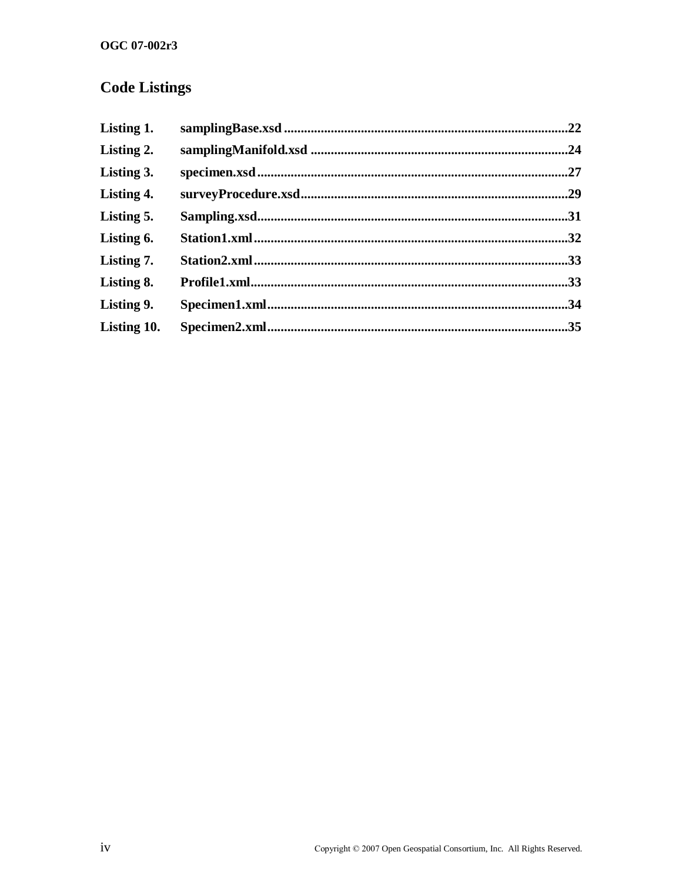## Code Listings

- **Listing 1.** samplingBase.xsd ....................22
- **Listing 2.** samplingManifold.xsd ....................24
- **Listing 3.** specimen.xsd ....................27
- **Listing 4.** surveyProcedure.xsd ....................29
- **Listing 5.** Sampling.xsd ....................31
- **Listing 6.** Station1.xml ....................32
- **Listing 7.** Station2.xml ....................33
- **Listing 8.** Profile1.xml ....................33
- **Listing 9.** Specimen1.xml ....................34
- **Listing 10.** Specimen2.xml ....................35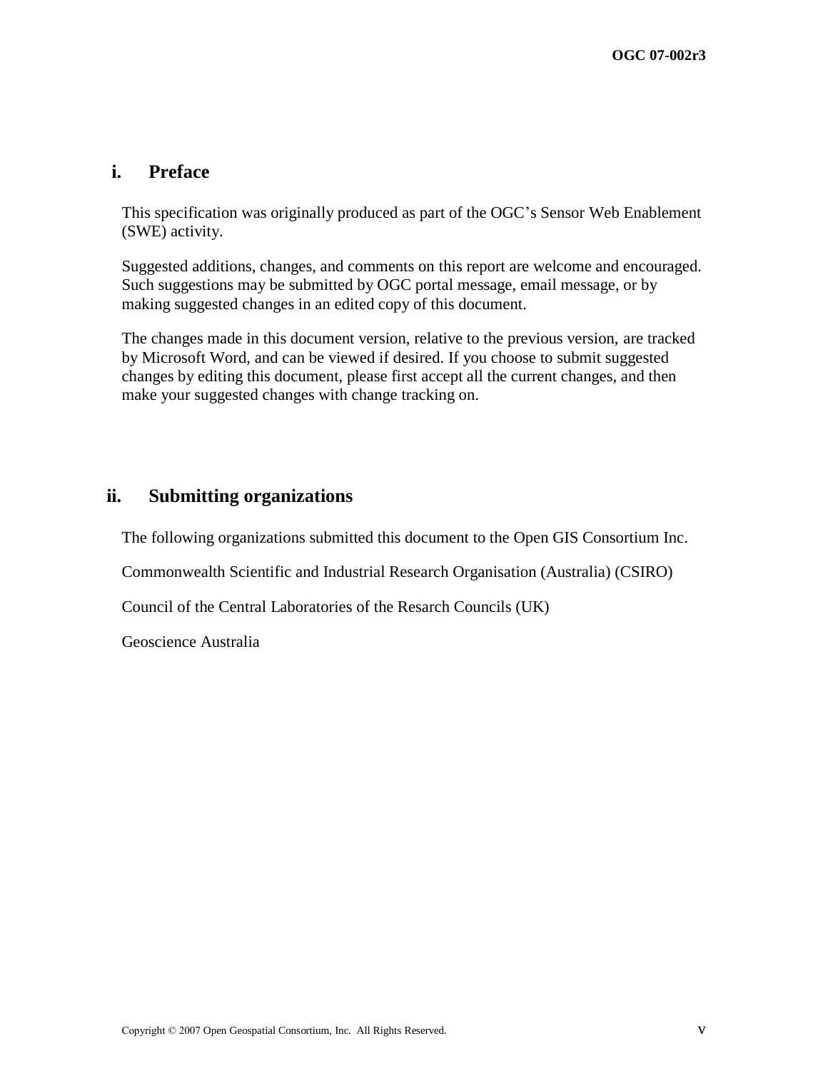## i. Preface

This specification was originally produced as part of the OGC's Sensor Web Enablement (SWE) activity.

Suggested additions, changes, and comments on this report are welcome and encouraged. Such suggestions may be submitted by OGC portal message, email message, or by making suggested changes in an edited copy of this document.

The changes made in this document version, relative to the previous version, are tracked by Microsoft Word, and can be viewed if desired. If you choose to submit suggested changes by editing this document, please first accept all the current changes, and then make your suggested changes with change tracking on.

## ii. Submitting organizations

The following organizations submitted this document to the Open GIS Consortium Inc.

Commonwealth Scientific and Industrial Research Organisation (Australia) (CSIRO)

Council of the Central Laboratories of the Resarch Councils (UK)

Geoscience Australia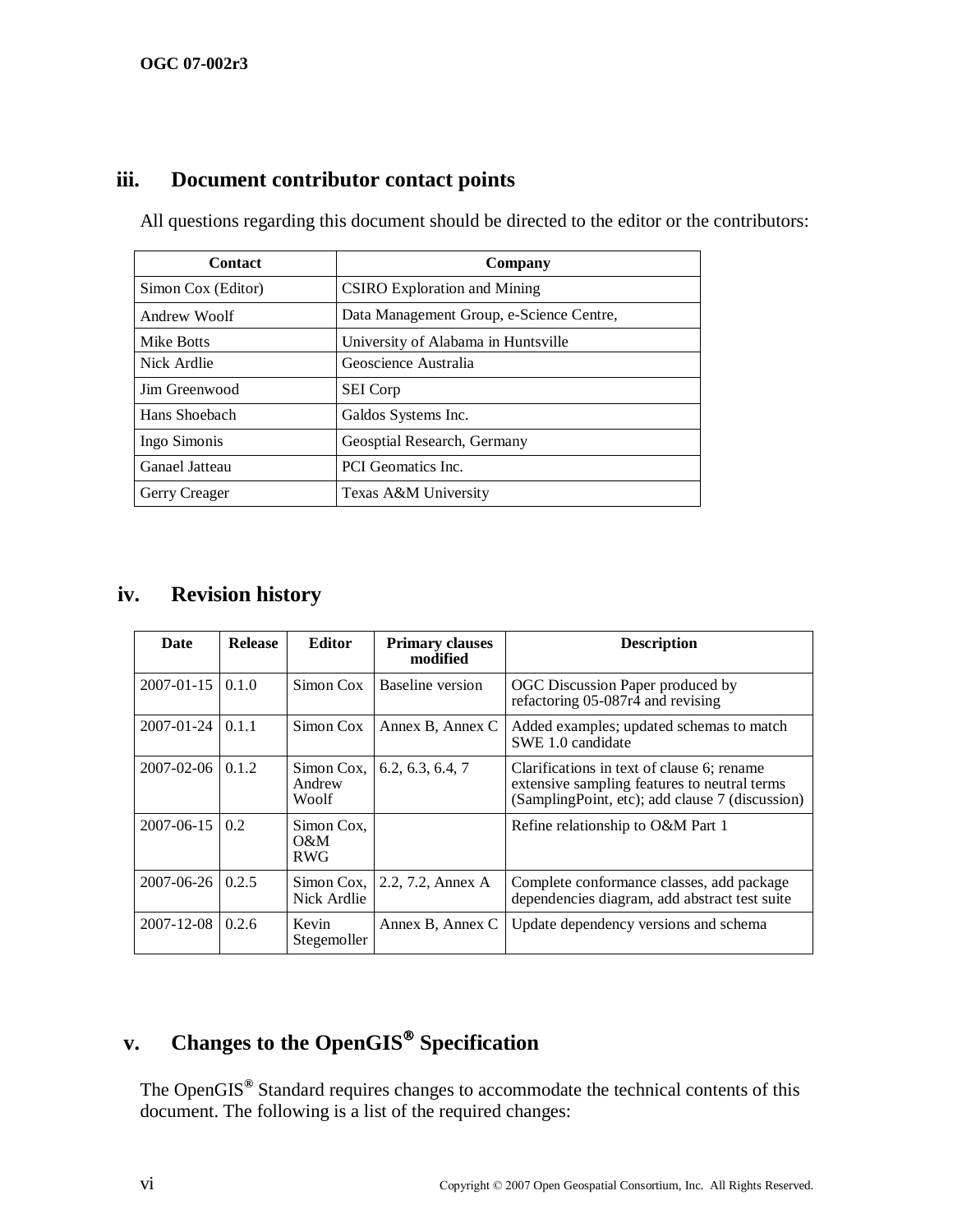## iii. Document contributor contact points

All questions regarding this document should be directed to the editor or the contributors:

| Contact | Company |
|---|---|
| Simon Cox (Editor) | CSIRO Exploration and Mining |
| Andrew Woolf | Data Management Group, e-Science Centre, |
| Mike Botts | University of Alabama in Huntsville |
| Nick Ardlie | Geoscience Australia |
| Jim Greenwood | SEI Corp |
| Hans Shoebach | Galdos Systems Inc. |
| Ingo Simonis | Geosptial Research, Germany |
| Ganael Jatteau | PCI Geomatics Inc. |
| Gerry Creager | Texas A&M University |

## iv. Revision history

| Date | Release | Editor | Primary clauses modified | Description |
|---|---|---|---|---|
| 2007-01-15 | 0.1.0 | Simon Cox | Baseline version | OGC Discussion Paper produced by refactoring 05-087r4 and revising |
| 2007-01-24 | 0.1.1 | Simon Cox | Annex B, Annex C | Added examples; updated schemas to match SWE 1.0 candidate |
| 2007-02-06 | 0.1.2 | Simon Cox, Andrew Woolf | 6.2, 6.3, 6.4, 7 | Clarifications in text of clause 6; rename extensive sampling features to neutral terms (SamplingPoint, etc); add clause 7 (discussion) |
| 2007-06-15 | 0.2 | Simon Cox, O&M RWG | | Refine relationship to O&M Part 1 |
| 2007-06-26 | 0.2.5 | Simon Cox, Nick Ardlie | 2.2, 7.2, Annex A | Complete conformance classes, add package dependencies diagram, add abstract test suite |
| 2007-12-08 | 0.2.6 | Kevin Stegemoller | Annex B, Annex C | Update dependency versions and schema |

## v. Changes to the OpenGIS® Specification

The OpenGIS® Standard requires changes to accommodate the technical contents of this document. The following is a list of the required changes: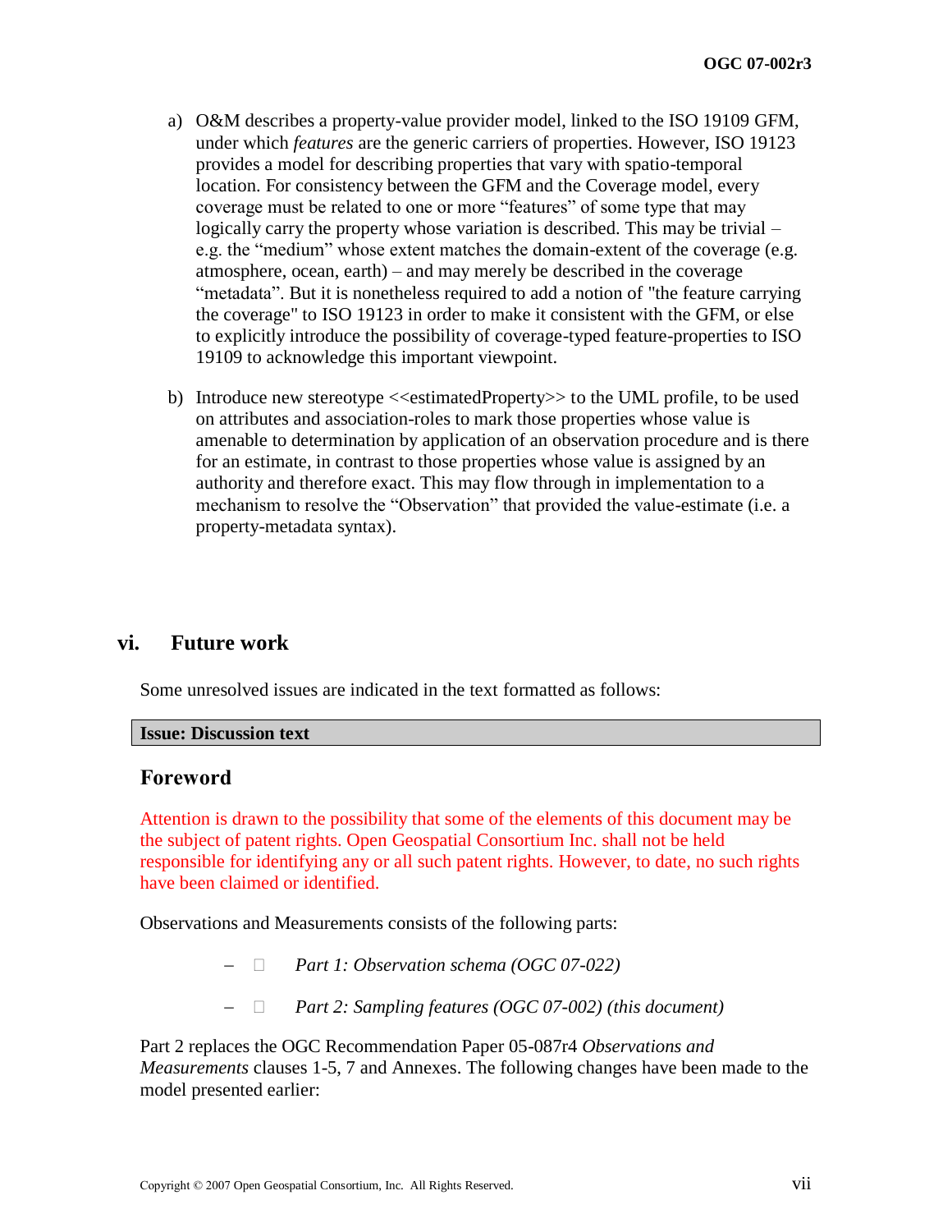a) O&M describes a property-value provider model, linked to the ISO 19109 GFM, under which *features* are the generic carriers of properties. However, ISO 19123 provides a model for describing properties that vary with spatio-temporal location. For consistency between the GFM and the Coverage model, every coverage must be related to one or more "features" of some type that may logically carry the property whose variation is described. This may be trivial – e.g. the "medium" whose extent matches the domain-extent of the coverage (e.g. atmosphere, ocean, earth) – and may merely be described in the coverage "metadata". But it is nonetheless required to add a notion of "the feature carrying the coverage" to ISO 19123 in order to make it consistent with the GFM, or else to explicitly introduce the possibility of coverage-typed feature-properties to ISO 19109 to acknowledge this important viewpoint.

b) Introduce new stereotype <<estimatedProperty>> to the UML profile, to be used on attributes and association-roles to mark those properties whose value is amenable to determination by application of an observation procedure and is there for an estimate, in contrast to those properties whose value is assigned by an authority and therefore exact. This may flow through in implementation to a mechanism to resolve the "Observation" that provided the value-estimate (i.e. a property-metadata syntax).

## vi. Future work

Some unresolved issues are indicated in the text formatted as follows:

**Issue: Discussion text**

## Foreword

Attention is drawn to the possibility that some of the elements of this document may be the subject of patent rights. Open Geospatial Consortium Inc. shall not be held responsible for identifying any or all such patent rights. However, to date, no such rights have been claimed or identified.

Observations and Measurements consists of the following parts:

- *Part 1: Observation schema (OGC 07-022)*
- *Part 2: Sampling features (OGC 07-002) (this document)*

Part 2 replaces the OGC Recommendation Paper 05-087r4 *Observations and Measurements* clauses 1-5, 7 and Annexes. The following changes have been made to the model presented earlier: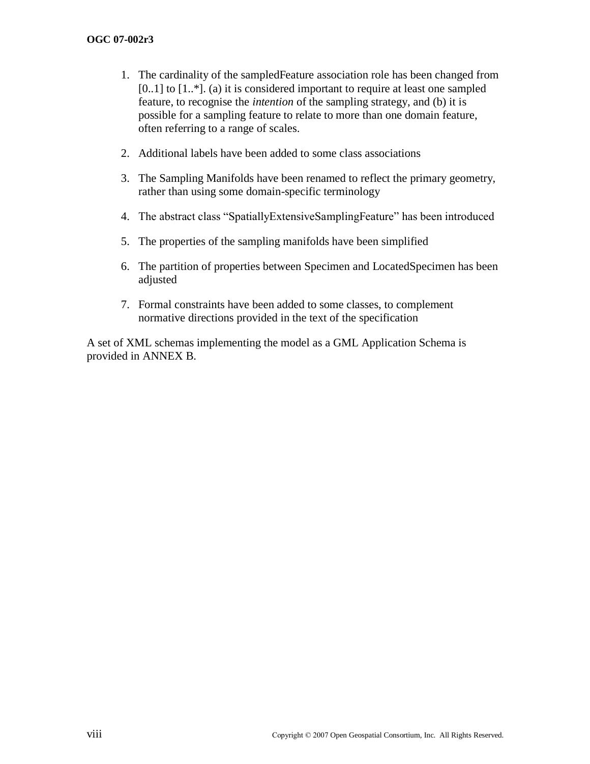1. The cardinality of the sampledFeature association role has been changed from [0..1] to [1..*]. (a) it is considered important to require at least one sampled feature, to recognise the *intention* of the sampling strategy, and (b) it is possible for a sampling feature to relate to more than one domain feature, often referring to a range of scales.

2. Additional labels have been added to some class associations

3. The Sampling Manifolds have been renamed to reflect the primary geometry, rather than using some domain-specific terminology

4. The abstract class "SpatiallyExtensiveSamplingFeature" has been introduced

5. The properties of the sampling manifolds have been simplified

6. The partition of properties between Specimen and LocatedSpecimen has been adjusted

7. Formal constraints have been added to some classes, to complement normative directions provided in the text of the specification

A set of XML schemas implementing the model as a GML Application Schema is provided in ANNEX B.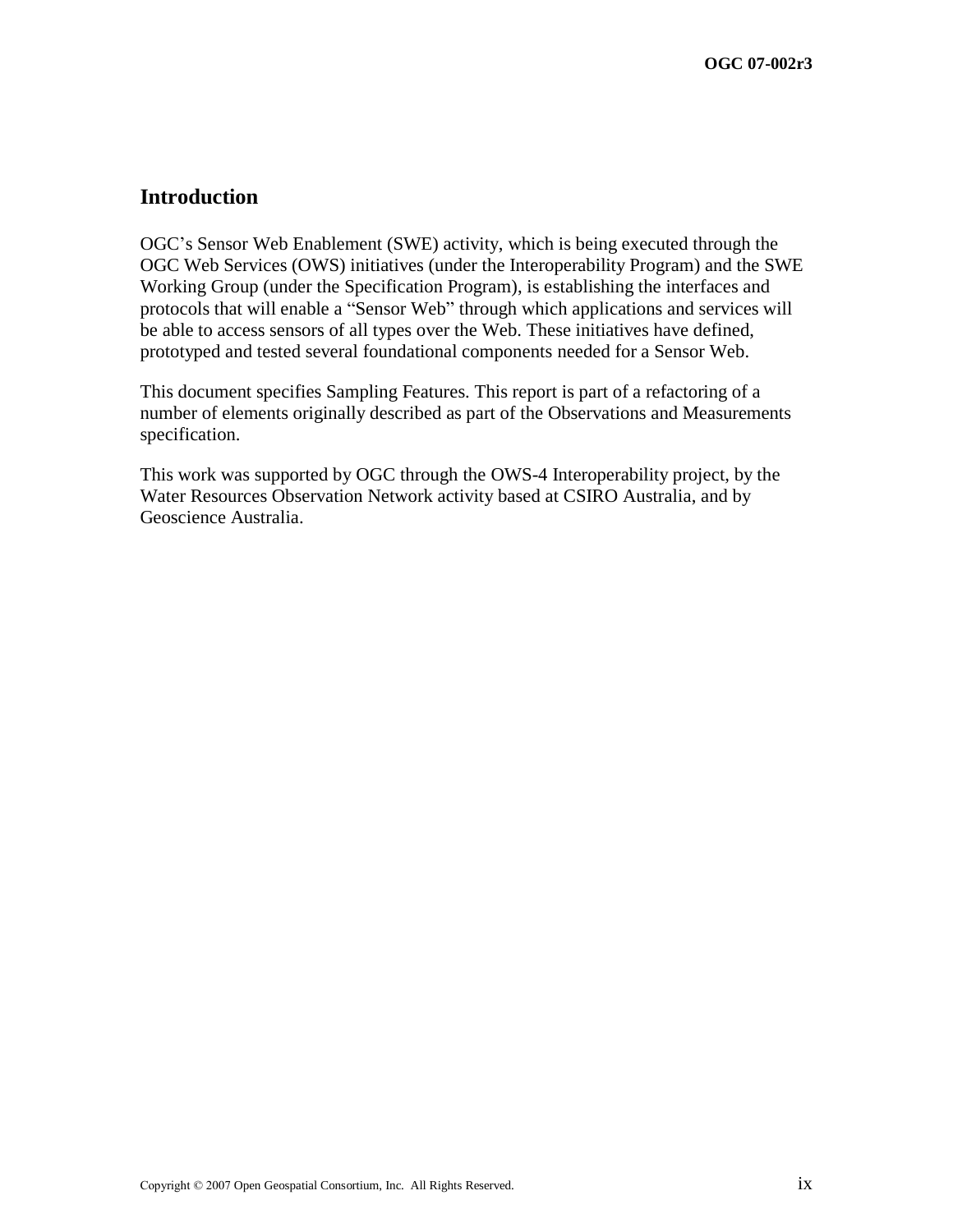# Introduction

OGC's Sensor Web Enablement (SWE) activity, which is being executed through the OGC Web Services (OWS) initiatives (under the Interoperability Program) and the SWE Working Group (under the Specification Program), is establishing the interfaces and protocols that will enable a "Sensor Web" through which applications and services will be able to access sensors of all types over the Web. These initiatives have defined, prototyped and tested several foundational components needed for a Sensor Web.

This document specifies Sampling Features. This report is part of a refactoring of a number of elements originally described as part of the Observations and Measurements specification.

This work was supported by OGC through the OWS-4 Interoperability project, by the Water Resources Observation Network activity based at CSIRO Australia, and by Geoscience Australia.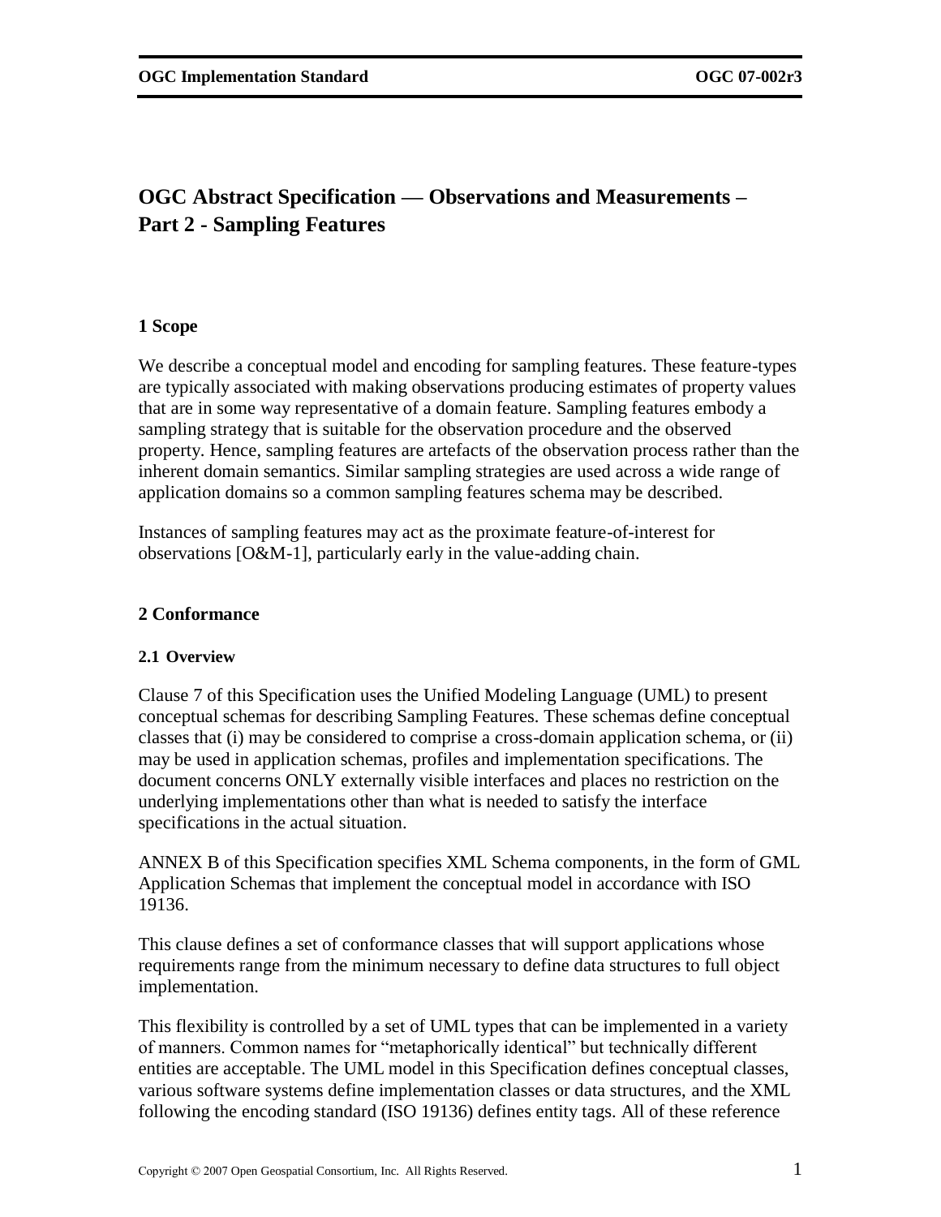# OGC Abstract Specification — Observations and Measurements – Part 2 - Sampling Features

## 1 Scope

We describe a conceptual model and encoding for sampling features. These feature-types are typically associated with making observations producing estimates of property values that are in some way representative of a domain feature. Sampling features embody a sampling strategy that is suitable for the observation procedure and the observed property. Hence, sampling features are artefacts of the observation process rather than the inherent domain semantics. Similar sampling strategies are used across a wide range of application domains so a common sampling features schema may be described.

Instances of sampling features may act as the proximate feature-of-interest for observations [O&M-1], particularly early in the value-adding chain.

## 2 Conformance

### 2.1 Overview

Clause 7 of this Specification uses the Unified Modeling Language (UML) to present conceptual schemas for describing Sampling Features. These schemas define conceptual classes that (i) may be considered to comprise a cross-domain application schema, or (ii) may be used in application schemas, profiles and implementation specifications. The document concerns ONLY externally visible interfaces and places no restriction on the underlying implementations other than what is needed to satisfy the interface specifications in the actual situation.

ANNEX B of this Specification specifies XML Schema components, in the form of GML Application Schemas that implement the conceptual model in accordance with ISO 19136.

This clause defines a set of conformance classes that will support applications whose requirements range from the minimum necessary to define data structures to full object implementation.

This flexibility is controlled by a set of UML types that can be implemented in a variety of manners. Common names for "metaphorically identical" but technically different entities are acceptable. The UML model in this Specification defines conceptual classes, various software systems define implementation classes or data structures, and the XML following the encoding standard (ISO 19136) defines entity tags. All of these reference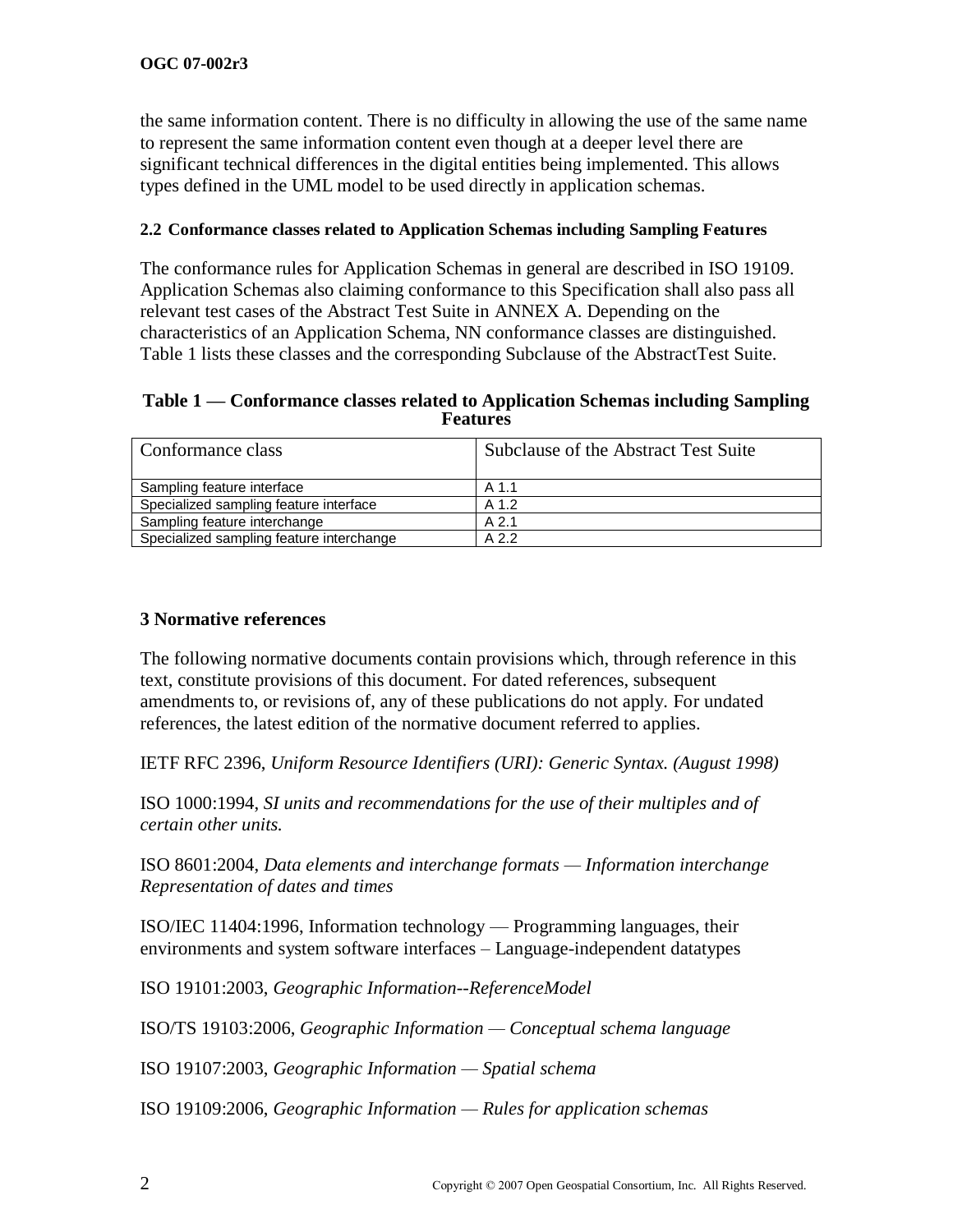the same information content. There is no difficulty in allowing the use of the same name to represent the same information content even though at a deeper level there are significant technical differences in the digital entities being implemented. This allows types defined in the UML model to be used directly in application schemas.

### 2.2 Conformance classes related to Application Schemas including Sampling Features

The conformance rules for Application Schemas in general are described in ISO 19109. Application Schemas also claiming conformance to this Specification shall also pass all relevant test cases of the Abstract Test Suite in ANNEX A. Depending on the characteristics of an Application Schema, NN conformance classes are distinguished. Table 1 lists these classes and the corresponding Subclause of the AbstractTest Suite.

**Table 1 — Conformance classes related to Application Schemas including Sampling Features**

| Conformance class | Subclause of the Abstract Test Suite |
|---|---|
| Sampling feature interface | A 1.1 |
| Specialized sampling feature interface | A 1.2 |
| Sampling feature interchange | A 2.1 |
| Specialized sampling feature interchange | A 2.2 |

## 3 Normative references

The following normative documents contain provisions which, through reference in this text, constitute provisions of this document. For dated references, subsequent amendments to, or revisions of, any of these publications do not apply. For undated references, the latest edition of the normative document referred to applies.

IETF RFC 2396, *Uniform Resource Identifiers (URI): Generic Syntax. (August 1998)*

ISO 1000:1994, *SI units and recommendations for the use of their multiples and of certain other units.*

ISO 8601:2004, *Data elements and interchange formats — Information interchange Representation of dates and times*

ISO/IEC 11404:1996, Information technology — Programming languages, their environments and system software interfaces – Language-independent datatypes

ISO 19101:2003, *Geographic Information--ReferenceModel*

ISO/TS 19103:2006, *Geographic Information — Conceptual schema language*

ISO 19107:2003, *Geographic Information — Spatial schema*

ISO 19109:2006, *Geographic Information — Rules for application schemas*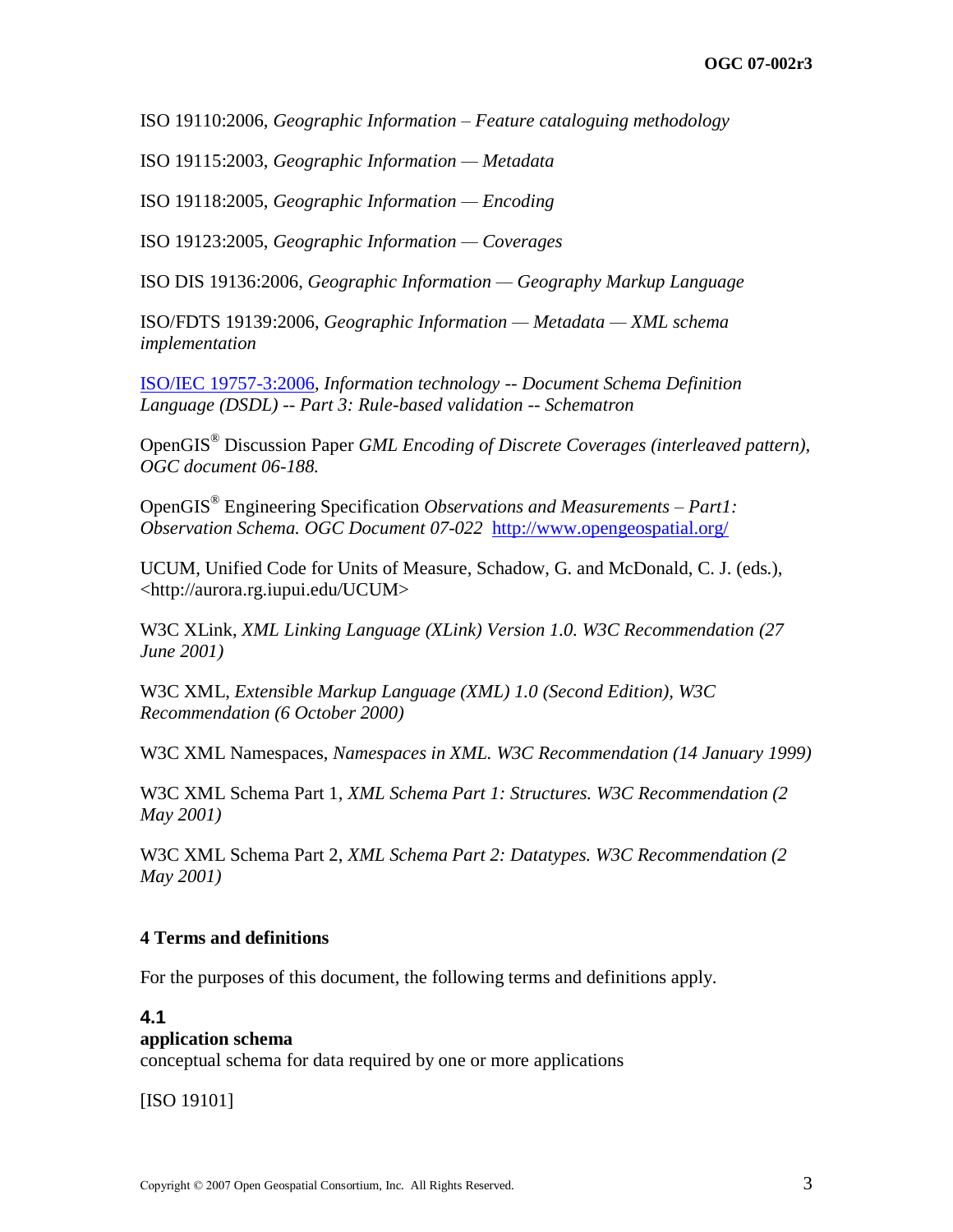ISO 19110:2006, *Geographic Information – Feature cataloguing methodology*

ISO 19115:2003, *Geographic Information — Metadata*

ISO 19118:2005, *Geographic Information — Encoding*

ISO 19123:2005, *Geographic Information — Coverages*

ISO DIS 19136:2006, *Geographic Information — Geography Markup Language*

ISO/FDTS 19139:2006, *Geographic Information — Metadata — XML schema implementation*

ISO/IEC 19757-3:2006, *Information technology -- Document Schema Definition Language (DSDL) -- Part 3: Rule-based validation -- Schematron*

OpenGIS® Discussion Paper *GML Encoding of Discrete Coverages (interleaved pattern), OGC document 06-188.*

OpenGIS® Engineering Specification *Observations and Measurements – Part1: Observation Schema. OGC Document 07-022* http://www.opengeospatial.org/

UCUM, Unified Code for Units of Measure, Schadow, G. and McDonald, C. J. (eds.), <http://aurora.rg.iupui.edu/UCUM>

W3C XLink, *XML Linking Language (XLink) Version 1.0. W3C Recommendation (27 June 2001)*

W3C XML, *Extensible Markup Language (XML) 1.0 (Second Edition), W3C Recommendation (6 October 2000)*

W3C XML Namespaces, *Namespaces in XML. W3C Recommendation (14 January 1999)*

W3C XML Schema Part 1, *XML Schema Part 1: Structures. W3C Recommendation (2 May 2001)*

W3C XML Schema Part 2, *XML Schema Part 2: Datatypes. W3C Recommendation (2 May 2001)*

## 4 Terms and definitions

For the purposes of this document, the following terms and definitions apply.

### 4.1
**application schema**
conceptual schema for data required by one or more applications

[ISO 19101]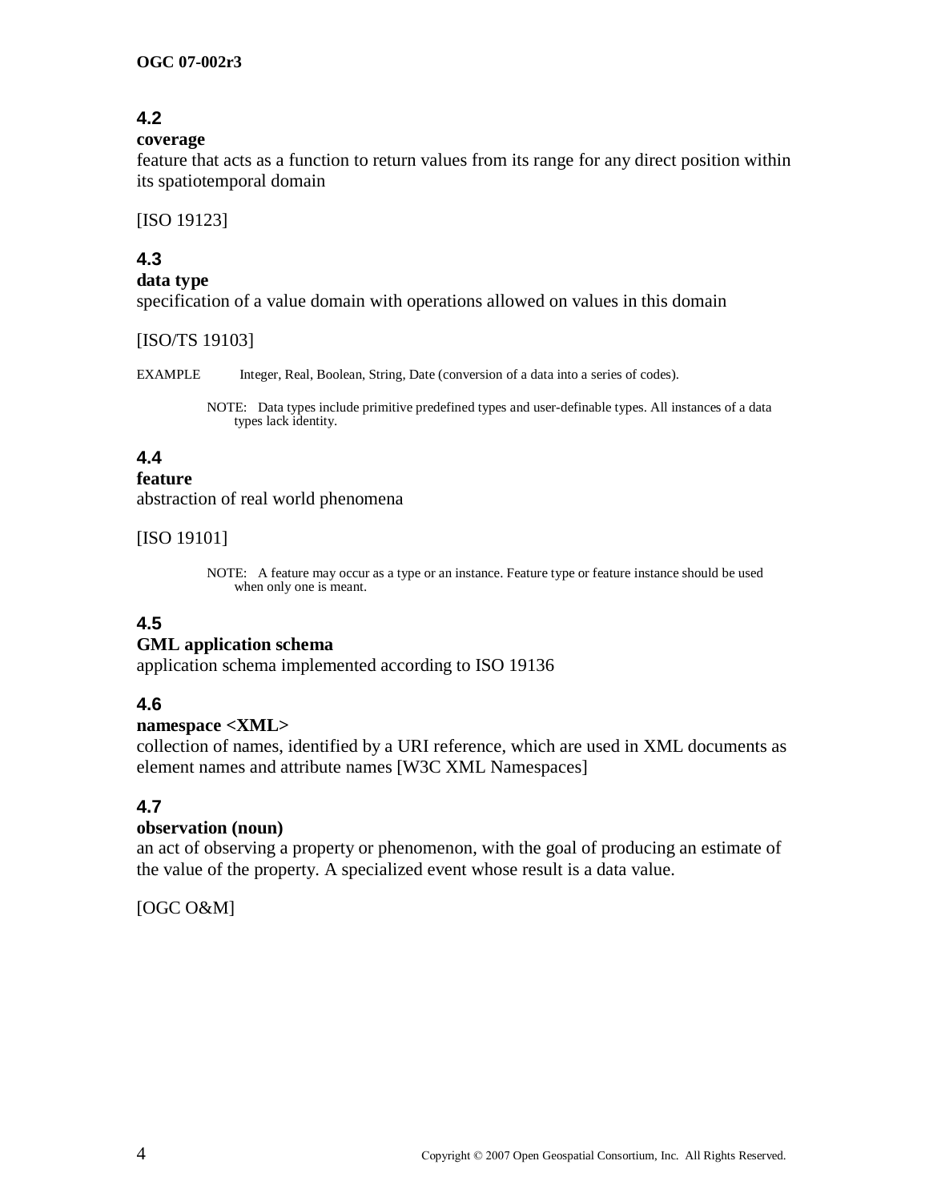### 4.2

**coverage**

feature that acts as a function to return values from its range for any direct position within its spatiotemporal domain

[ISO 19123]

### 4.3

**data type**

specification of a value domain with operations allowed on values in this domain

[ISO/TS 19103]

EXAMPLE Integer, Real, Boolean, String, Date (conversion of a data into a series of codes).

NOTE: Data types include primitive predefined types and user-definable types. All instances of a data types lack identity.

### 4.4

**feature**

abstraction of real world phenomena

[ISO 19101]

NOTE: A feature may occur as a type or an instance. Feature type or feature instance should be used when only one is meant.

### 4.5

**GML application schema**

application schema implemented according to ISO 19136

### 4.6

**namespace <XML>**

collection of names, identified by a URI reference, which are used in XML documents as element names and attribute names [W3C XML Namespaces]

### 4.7

**observation (noun)**

an act of observing a property or phenomenon, with the goal of producing an estimate of the value of the property. A specialized event whose result is a data value.

[OGC O&M]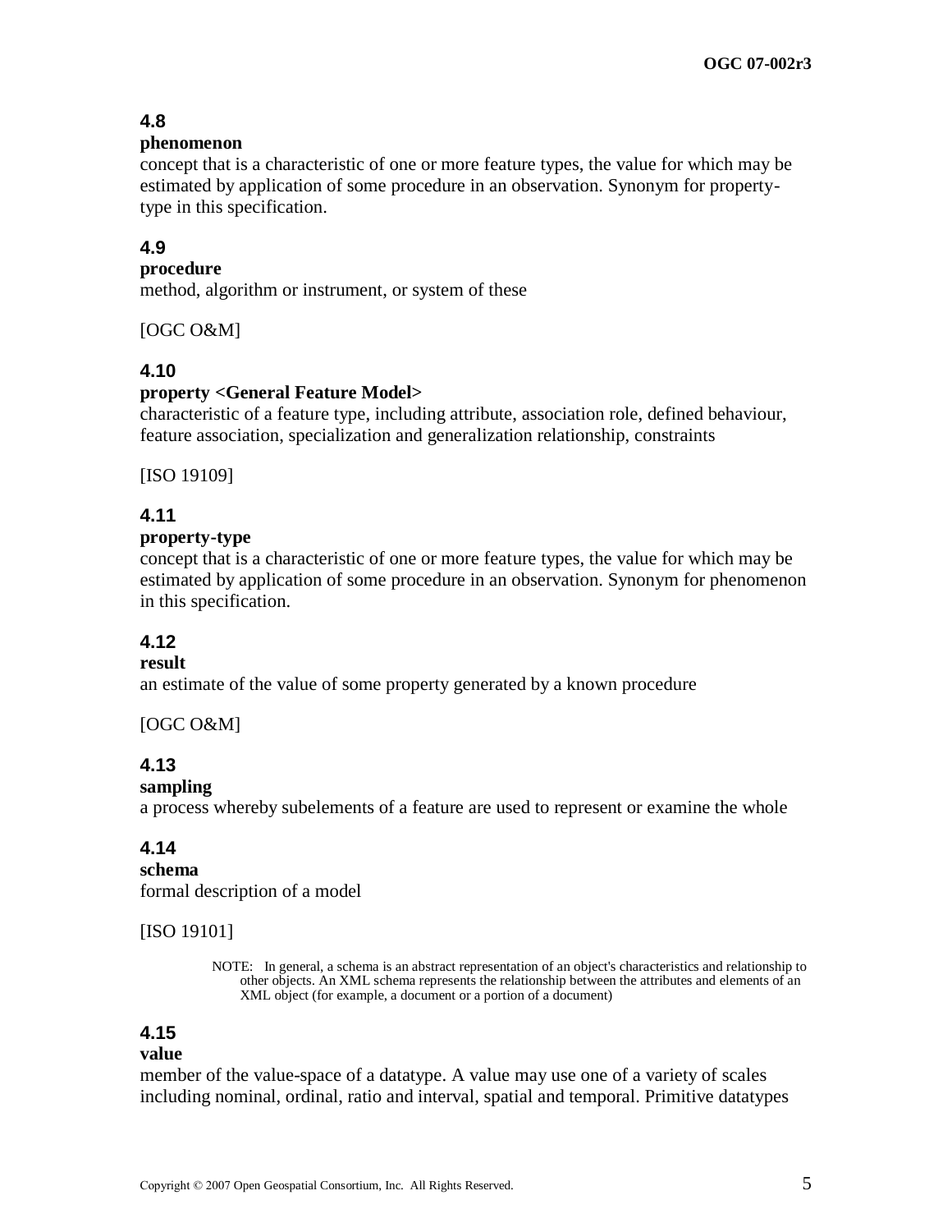### 4.8

**phenomenon**

concept that is a characteristic of one or more feature types, the value for which may be estimated by application of some procedure in an observation. Synonym for property-type in this specification.

### 4.9

**procedure**

method, algorithm or instrument, or system of these

[OGC O&M]

### 4.10

**property <General Feature Model>**

characteristic of a feature type, including attribute, association role, defined behaviour, feature association, specialization and generalization relationship, constraints

[ISO 19109]

### 4.11

**property-type**

concept that is a characteristic of one or more feature types, the value for which may be estimated by application of some procedure in an observation. Synonym for phenomenon in this specification.

### 4.12

**result**

an estimate of the value of some property generated by a known procedure

[OGC O&M]

### 4.13

**sampling**

a process whereby subelements of a feature are used to represent or examine the whole

### 4.14

**schema**

formal description of a model

[ISO 19101]

> NOTE: In general, a schema is an abstract representation of an object's characteristics and relationship to other objects. An XML schema represents the relationship between the attributes and elements of an XML object (for example, a document or a portion of a document)

### 4.15

**value**

member of the value-space of a datatype. A value may use one of a variety of scales including nominal, ordinal, ratio and interval, spatial and temporal. Primitive datatypes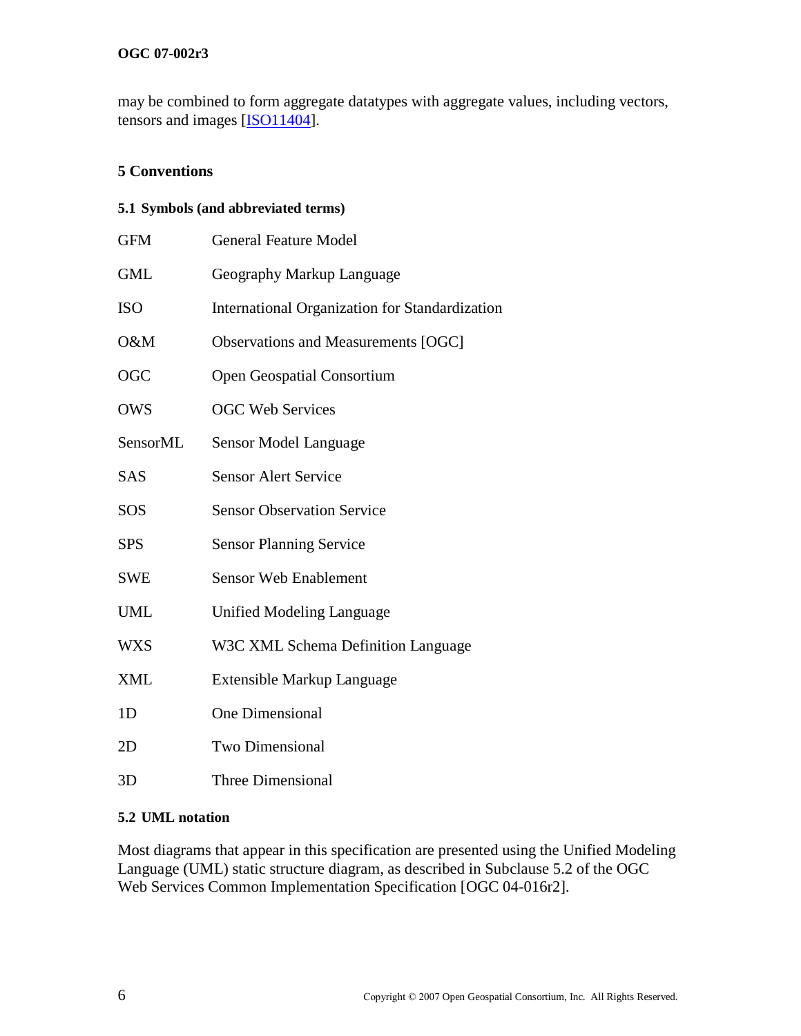may be combined to form aggregate datatypes with aggregate values, including vectors, tensors and images [ISO11404].

# 5 Conventions

## 5.1 Symbols (and abbreviated terms)

| | |
|---|---|
| GFM | General Feature Model |
| GML | Geography Markup Language |
| ISO | International Organization for Standardization |
| O&M | Observations and Measurements [OGC] |
| OGC | Open Geospatial Consortium |
| OWS | OGC Web Services |
| SensorML | Sensor Model Language |
| SAS | Sensor Alert Service |
| SOS | Sensor Observation Service |
| SPS | Sensor Planning Service |
| SWE | Sensor Web Enablement |
| UML | Unified Modeling Language |
| WXS | W3C XML Schema Definition Language |
| XML | Extensible Markup Language |
| 1D | One Dimensional |
| 2D | Two Dimensional |
| 3D | Three Dimensional |

## 5.2 UML notation

Most diagrams that appear in this specification are presented using the Unified Modeling Language (UML) static structure diagram, as described in Subclause 5.2 of the OGC Web Services Common Implementation Specification [OGC 04-016r2].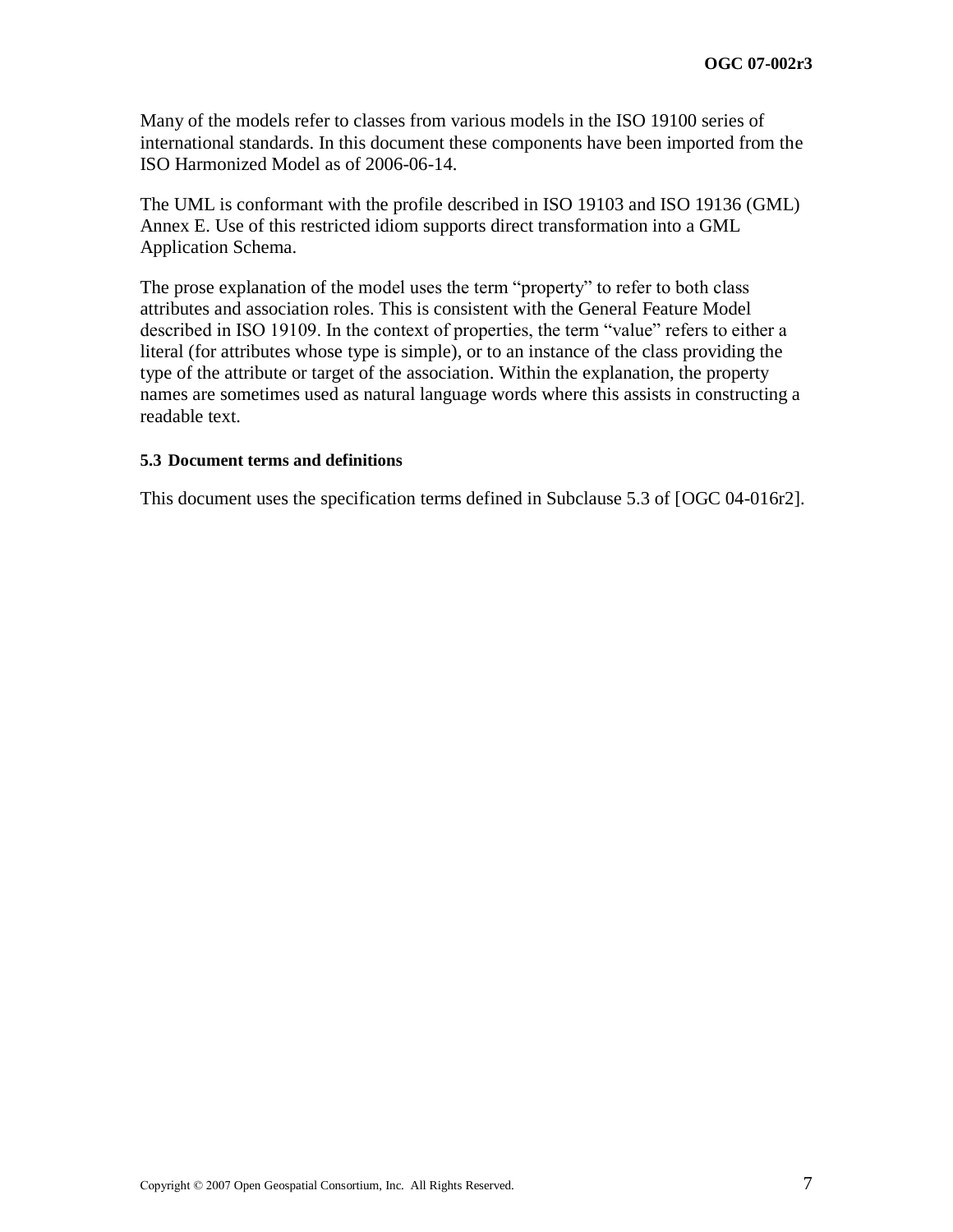Many of the models refer to classes from various models in the ISO 19100 series of international standards. In this document these components have been imported from the ISO Harmonized Model as of 2006-06-14.

The UML is conformant with the profile described in ISO 19103 and ISO 19136 (GML) Annex E. Use of this restricted idiom supports direct transformation into a GML Application Schema.

The prose explanation of the model uses the term "property" to refer to both class attributes and association roles. This is consistent with the General Feature Model described in ISO 19109. In the context of properties, the term "value" refers to either a literal (for attributes whose type is simple), or to an instance of the class providing the type of the attribute or target of the association. Within the explanation, the property names are sometimes used as natural language words where this assists in constructing a readable text.

### 5.3 Document terms and definitions

This document uses the specification terms defined in Subclause 5.3 of [OGC 04-016r2].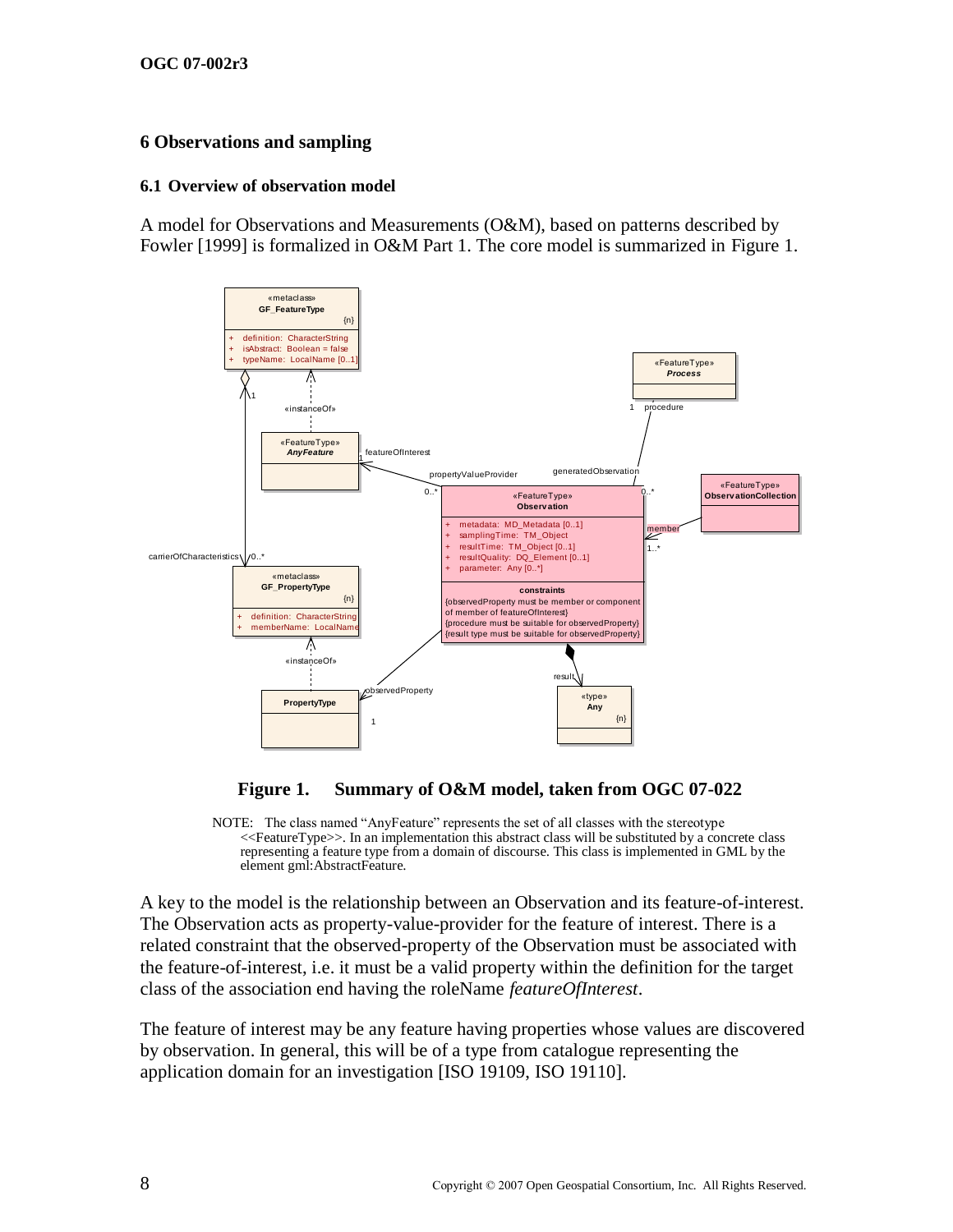## 6 Observations and sampling

### 6.1 Overview of observation model

A model for Observations and Measurements (O&M), based on patterns described by Fowler [1999] is formalized in O&M Part 1. The core model is summarized in Figure 1.

**Figure 1. Summary of O&M model, taken from OGC 07-022**

NOTE: The class named “AnyFeature” represents the set of all classes with the stereotype <<FeatureType>>. In an implementation this abstract class will be substituted by a concrete class representing a feature type from a domain of discourse. This class is implemented in GML by the element gml:AbstractFeature.

A key to the model is the relationship between an Observation and its feature-of-interest. The Observation acts as property-value-provider for the feature of interest. There is a related constraint that the observed-property of the Observation must be associated with the feature-of-interest, i.e. it must be a valid property within the definition for the target class of the association end having the roleName *featureOfInterest*.

The feature of interest may be any feature having properties whose values are discovered by observation. In general, this will be of a type from catalogue representing the application domain for an investigation [ISO 19109, ISO 19110].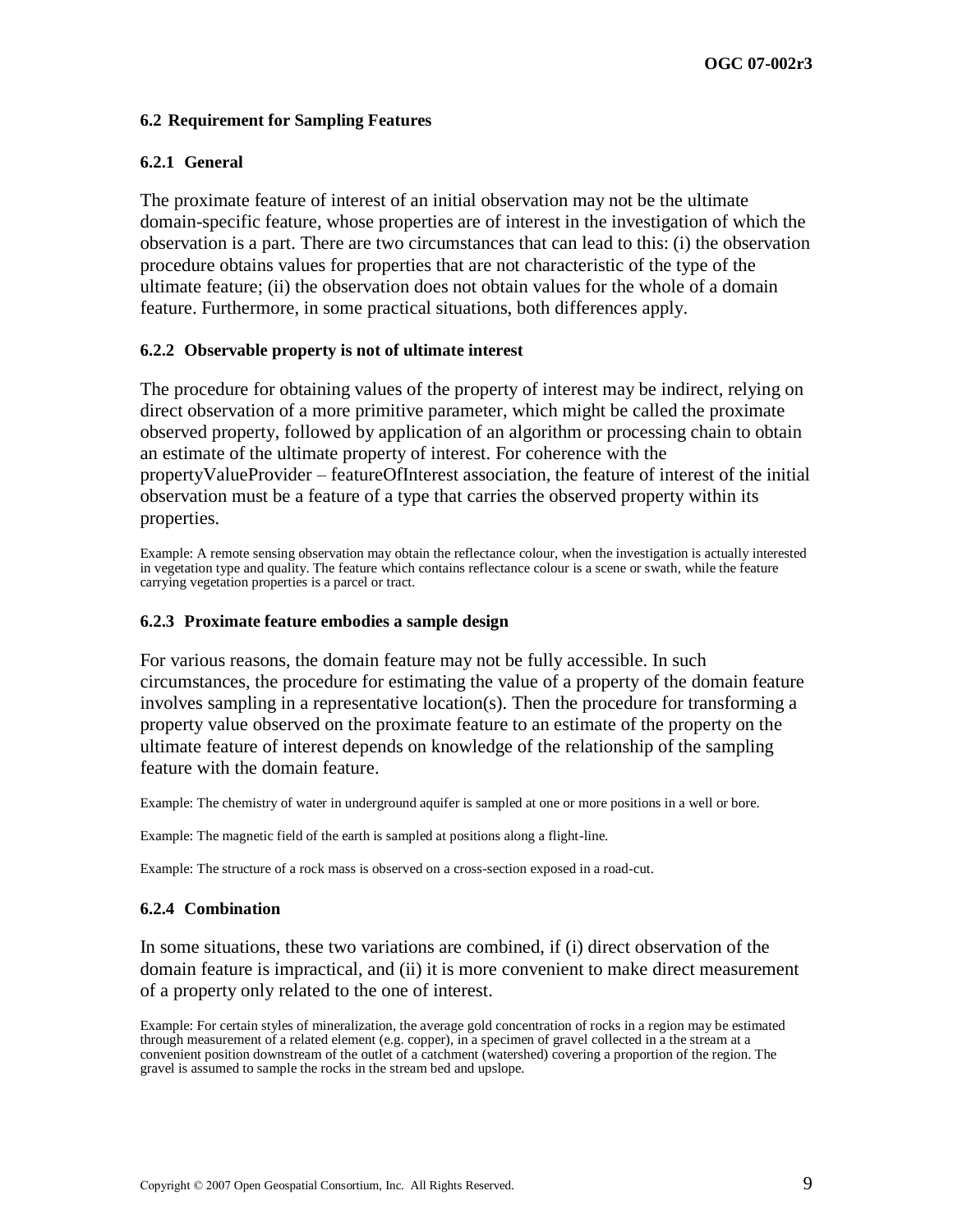### 6.2 Requirement for Sampling Features

#### 6.2.1 General

The proximate feature of interest of an initial observation may not be the ultimate domain-specific feature, whose properties are of interest in the investigation of which the observation is a part. There are two circumstances that can lead to this: (i) the observation procedure obtains values for properties that are not characteristic of the type of the ultimate feature; (ii) the observation does not obtain values for the whole of a domain feature. Furthermore, in some practical situations, both differences apply.

#### 6.2.2 Observable property is not of ultimate interest

The procedure for obtaining values of the property of interest may be indirect, relying on direct observation of a more primitive parameter, which might be called the proximate observed property, followed by application of an algorithm or processing chain to obtain an estimate of the ultimate property of interest. For coherence with the propertyValueProvider – featureOfInterest association, the feature of interest of the initial observation must be a feature of a type that carries the observed property within its properties.

Example: A remote sensing observation may obtain the reflectance colour, when the investigation is actually interested in vegetation type and quality. The feature which contains reflectance colour is a scene or swath, while the feature carrying vegetation properties is a parcel or tract.

#### 6.2.3 Proximate feature embodies a sample design

For various reasons, the domain feature may not be fully accessible. In such circumstances, the procedure for estimating the value of a property of the domain feature involves sampling in a representative location(s). Then the procedure for transforming a property value observed on the proximate feature to an estimate of the property on the ultimate feature of interest depends on knowledge of the relationship of the sampling feature with the domain feature.

Example: The chemistry of water in underground aquifer is sampled at one or more positions in a well or bore.

Example: The magnetic field of the earth is sampled at positions along a flight-line.

Example: The structure of a rock mass is observed on a cross-section exposed in a road-cut.

#### 6.2.4 Combination

In some situations, these two variations are combined, if (i) direct observation of the domain feature is impractical, and (ii) it is more convenient to make direct measurement of a property only related to the one of interest.

Example: For certain styles of mineralization, the average gold concentration of rocks in a region may be estimated through measurement of a related element (e.g. copper), in a specimen of gravel collected in a the stream at a convenient position downstream of the outlet of a catchment (watershed) covering a proportion of the region. The gravel is assumed to sample the rocks in the stream bed and upslope.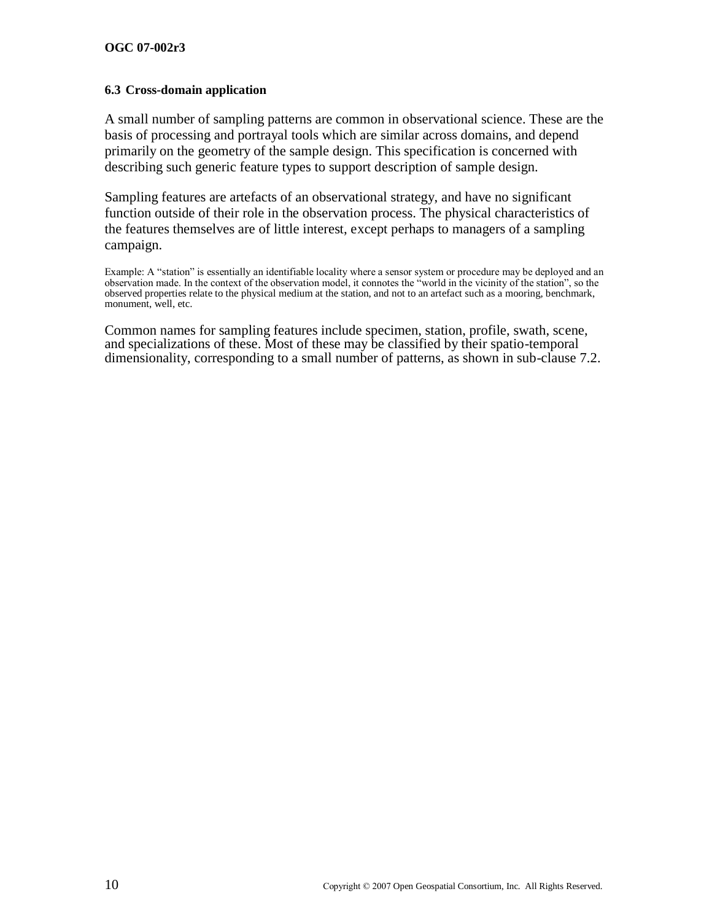### 6.3 Cross-domain application

A small number of sampling patterns are common in observational science. These are the basis of processing and portrayal tools which are similar across domains, and depend primarily on the geometry of the sample design. This specification is concerned with describing such generic feature types to support description of sample design.

Sampling features are artefacts of an observational strategy, and have no significant function outside of their role in the observation process. The physical characteristics of the features themselves are of little interest, except perhaps to managers of a sampling campaign.

Example: A "station" is essentially an identifiable locality where a sensor system or procedure may be deployed and an observation made. In the context of the observation model, it connotes the "world in the vicinity of the station", so the observed properties relate to the physical medium at the station, and not to an artefact such as a mooring, benchmark, monument, well, etc.

Common names for sampling features include specimen, station, profile, swath, scene, and specializations of these. Most of these may be classified by their spatio-temporal dimensionality, corresponding to a small number of patterns, as shown in sub-clause 7.2.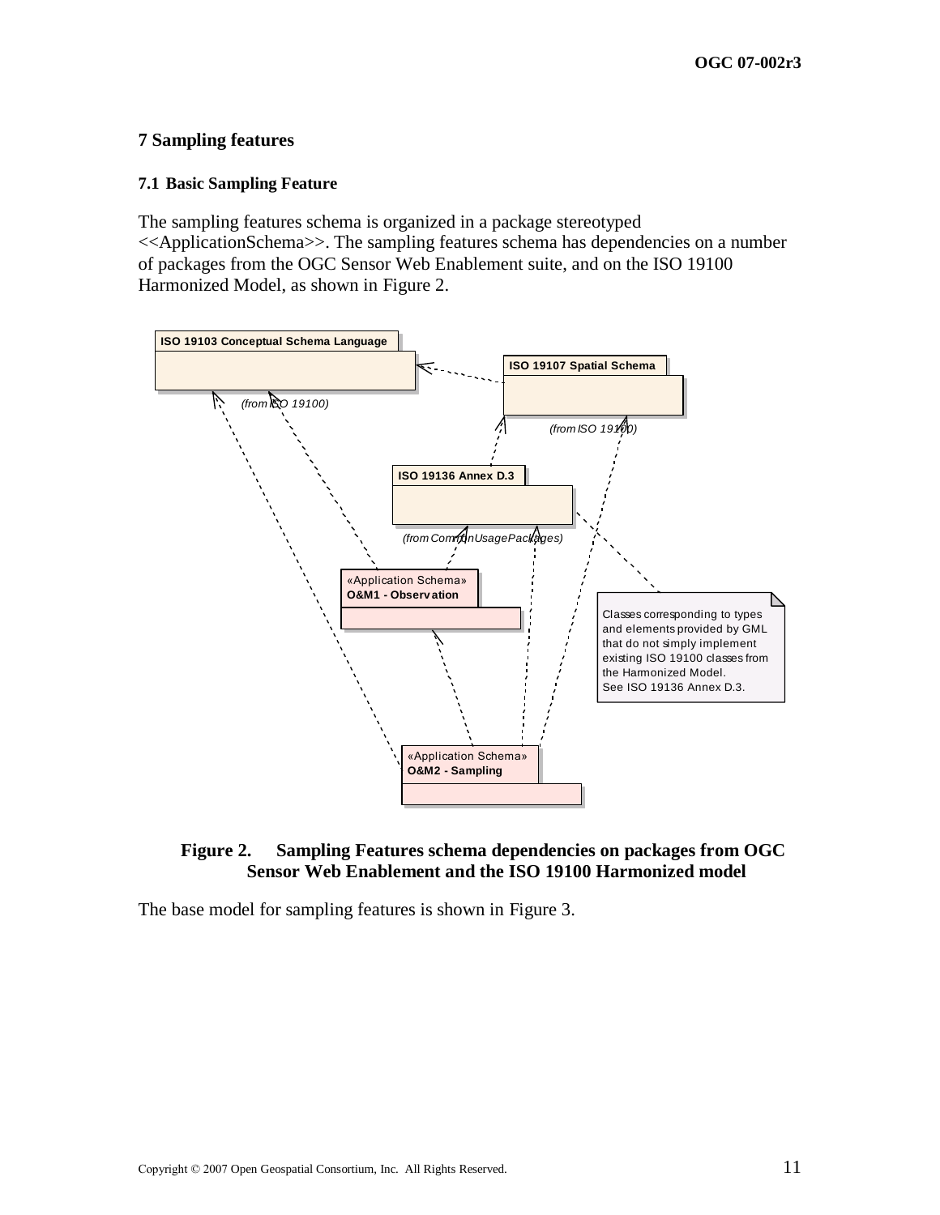# 7 Sampling features

## 7.1 Basic Sampling Feature

The sampling features schema is organized in a package stereotyped <<ApplicationSchema>>. The sampling features schema has dependencies on a number of packages from the OGC Sensor Web Enablement suite, and on the ISO 19100 Harmonized Model, as shown in Figure 2.

ISO 19103 Conceptual Schema Language

(from ISO 19100)

ISO 19107 Spatial Schema

(from ISO 19100)

ISO 19136 Annex D.3

(from CommonUsagePackages)

«Application Schema»
O&M1 - Observation

Classes corresponding to types and elements provided by GML that do not simply implement existing ISO 19100 classes from the Harmonized Model.
See ISO 19136 Annex D.3.

«Application Schema»
O&M2 - Sampling

**Figure 2. Sampling Features schema dependencies on packages from OGC Sensor Web Enablement and the ISO 19100 Harmonized model**

The base model for sampling features is shown in Figure 3.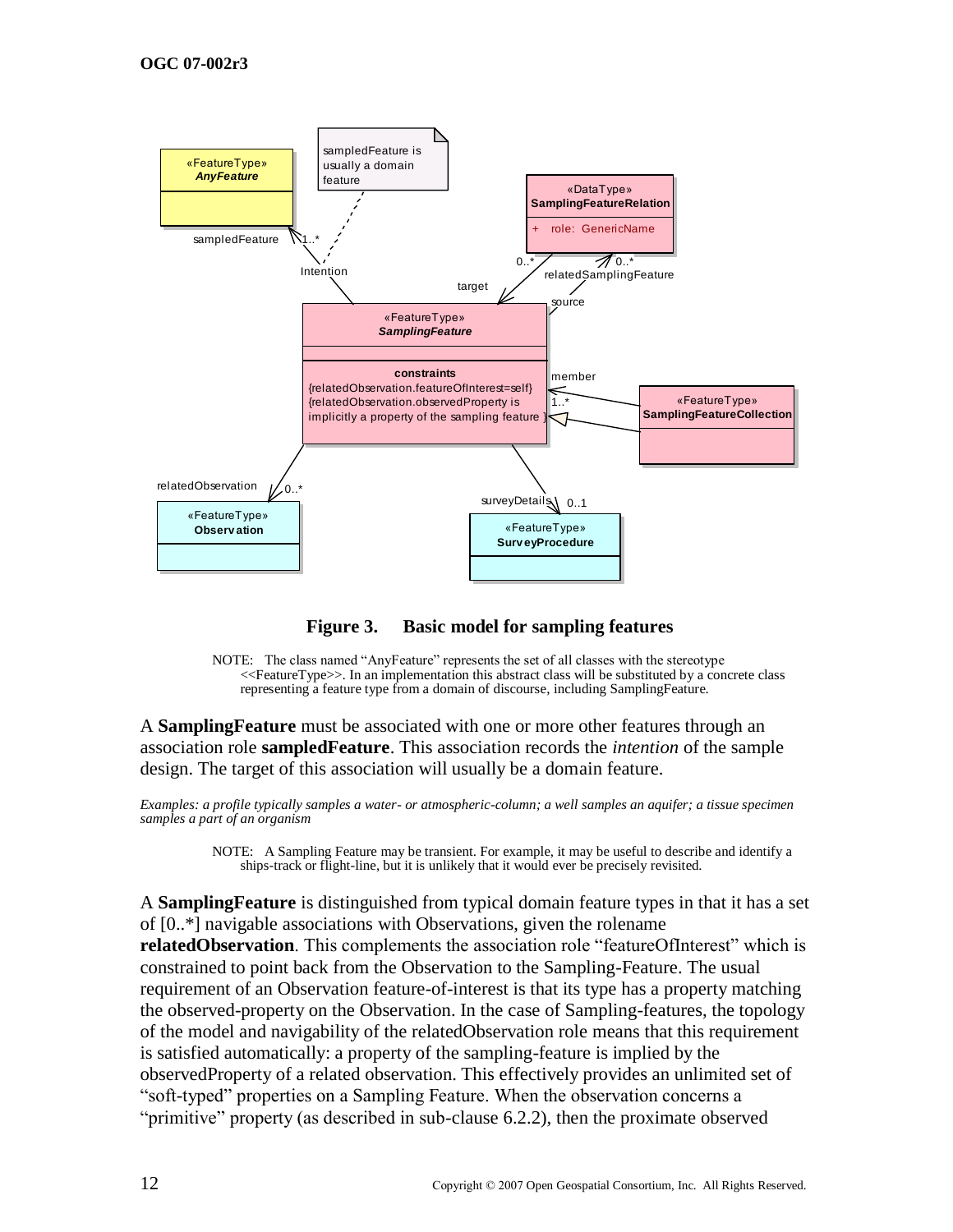**Figure 3. Basic model for sampling features**

NOTE: The class named “AnyFeature” represents the set of all classes with the stereotype <<FeatureType>>. In an implementation this abstract class will be substituted by a concrete class representing a feature type from a domain of discourse, including SamplingFeature.

A **SamplingFeature** must be associated with one or more other features through an association role **sampledFeature**. This association records the *intention* of the sample design. The target of this association will usually be a domain feature.

*Examples: a profile typically samples a water- or atmospheric-column; a well samples an aquifer; a tissue specimen samples a part of an organism*

NOTE: A Sampling Feature may be transient. For example, it may be useful to describe and identify a ships-track or flight-line, but it is unlikely that it would ever be precisely revisited.

A **SamplingFeature** is distinguished from typical domain feature types in that it has a set of [0..*] navigable associations with Observations, given the rolename **relatedObservation**. This complements the association role “featureOfInterest” which is constrained to point back from the Observation to the Sampling-Feature. The usual requirement of an Observation feature-of-interest is that its type has a property matching the observed-property on the Observation. In the case of Sampling-features, the topology of the model and navigability of the relatedObservation role means that this requirement is satisfied automatically: a property of the sampling-feature is implied by the observedProperty of a related observation. This effectively provides an unlimited set of “soft-typed” properties on a Sampling Feature. When the observation concerns a “primitive” property (as described in sub-clause 6.2.2), then the proximate observed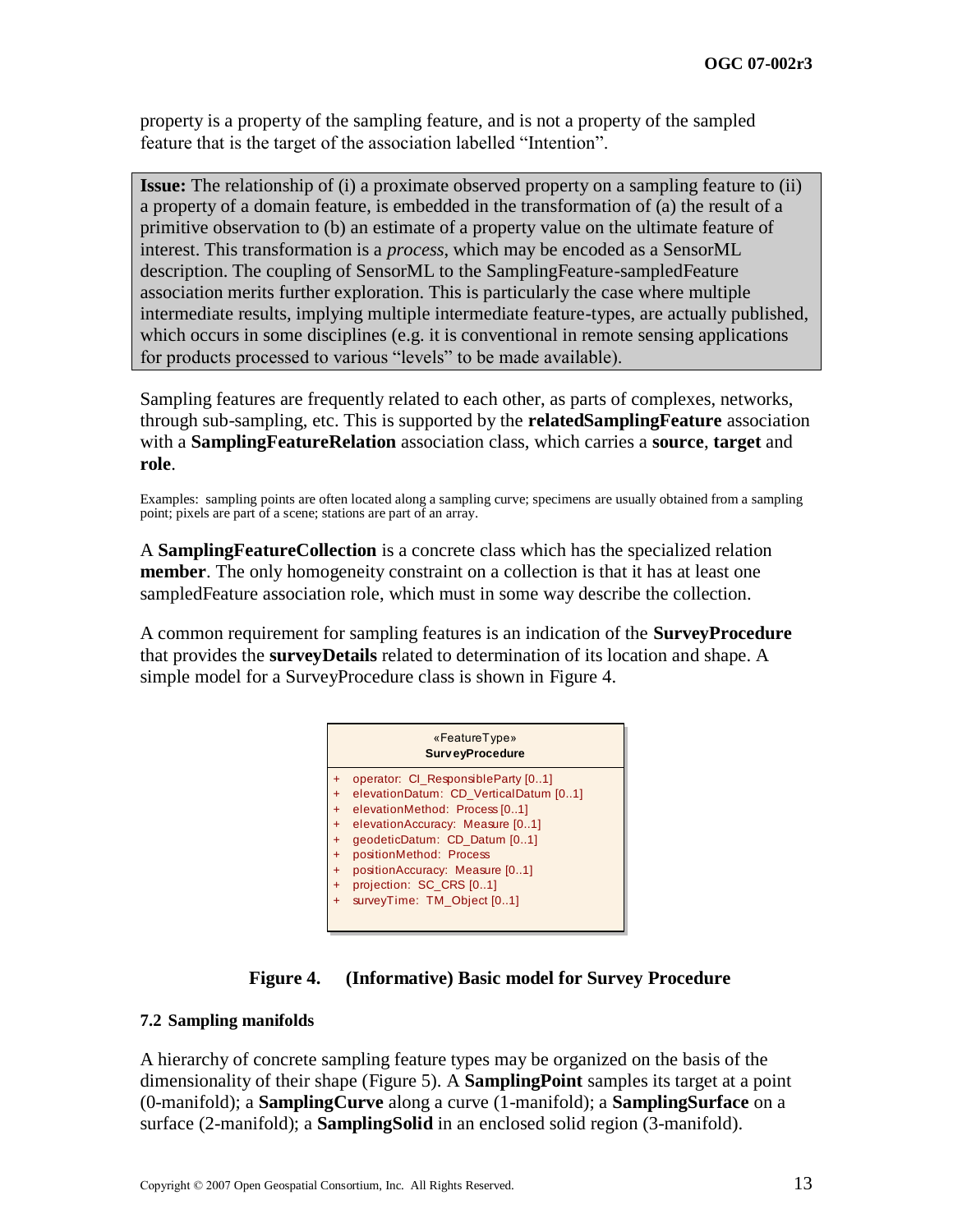property is a property of the sampling feature, and is not a property of the sampled feature that is the target of the association labelled "Intention".

> **Issue:** The relationship of (i) a proximate observed property on a sampling feature to (ii) a property of a domain feature, is embedded in the transformation of (a) the result of a primitive observation to (b) an estimate of a property value on the ultimate feature of interest. This transformation is a *process*, which may be encoded as a SensorML description. The coupling of SensorML to the SamplingFeature-sampledFeature association merits further exploration. This is particularly the case where multiple intermediate results, implying multiple intermediate feature-types, are actually published, which occurs in some disciplines (e.g. it is conventional in remote sensing applications for products processed to various "levels" to be made available).

Sampling features are frequently related to each other, as parts of complexes, networks, through sub-sampling, etc. This is supported by the **relatedSamplingFeature** association with a **SamplingFeatureRelation** association class, which carries a **source**, **target** and **role**.

Examples: sampling points are often located along a sampling curve; specimens are usually obtained from a sampling point; pixels are part of a scene; stations are part of an array.

A **SamplingFeatureCollection** is a concrete class which has the specialized relation **member**. The only homogeneity constraint on a collection is that it has at least one sampledFeature association role, which must in some way describe the collection.

A common requirement for sampling features is an indication of the **SurveyProcedure** that provides the **surveyDetails** related to determination of its location and shape. A simple model for a SurveyProcedure class is shown in Figure 4.

```
«FeatureType»
SurveyProcedure
+ operator: CI_ResponsibleParty [0..1]
+ elevationDatum: CD_VerticalDatum [0..1]
+ elevationMethod: Process [0..1]
+ elevationAccuracy: Measure [0..1]
+ geodeticDatum: CD_Datum [0..1]
+ positionMethod: Process
+ positionAccuracy: Measure [0..1]
+ projection: SC_CRS [0..1]
+ surveyTime: TM_Object [0..1]
```

**Figure 4. (Informative) Basic model for Survey Procedure**

### 7.2 Sampling manifolds

A hierarchy of concrete sampling feature types may be organized on the basis of the dimensionality of their shape (Figure 5). A **SamplingPoint** samples its target at a point (0-manifold); a **SamplingCurve** along a curve (1-manifold); a **SamplingSurface** on a surface (2-manifold); a **SamplingSolid** in an enclosed solid region (3-manifold).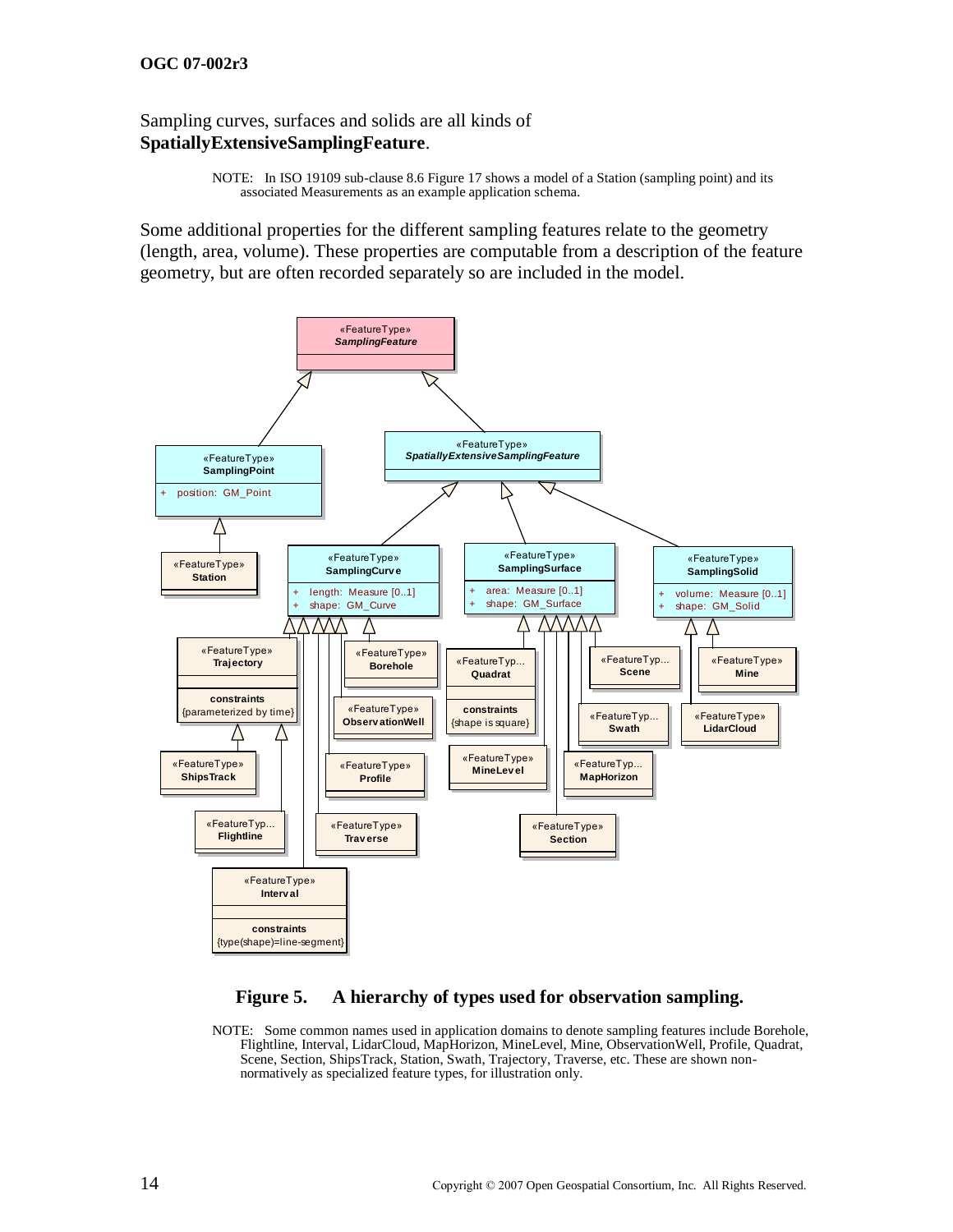Sampling curves, surfaces and solids are all kinds of **SpatiallyExtensiveSamplingFeature**.

NOTE: In ISO 19109 sub-clause 8.6 Figure 17 shows a model of a Station (sampling point) and its associated Measurements as an example application schema.

Some additional properties for the different sampling features relate to the geometry (length, area, volume). These properties are computable from a description of the feature geometry, but are often recorded separately so are included in the model.

**Figure 5. A hierarchy of types used for observation sampling.**

NOTE: Some common names used in application domains to denote sampling features include Borehole, Flightline, Interval, LidarCloud, MapHorizon, MineLevel, Mine, ObservationWell, Profile, Quadrat, Scene, Section, ShipsTrack, Station, Swath, Trajectory, Traverse, etc. These are shown non-normatively as specialized feature types, for illustration only.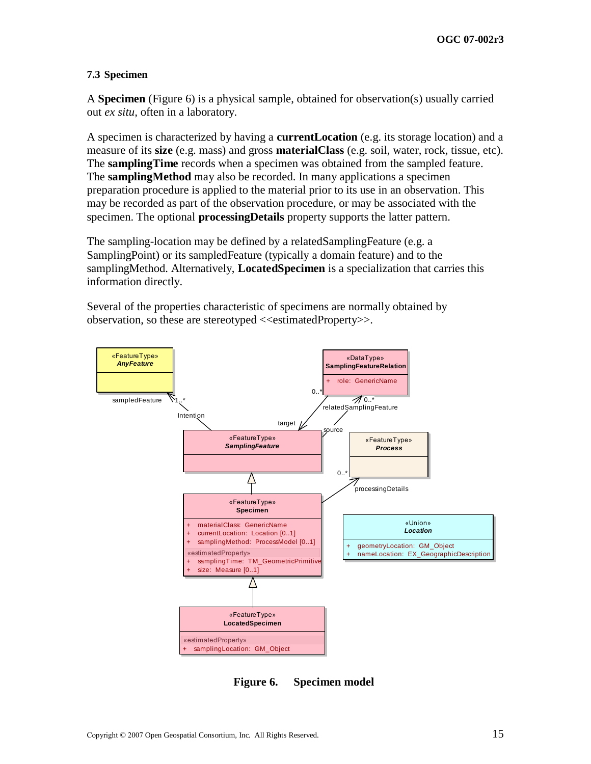### 7.3 Specimen

A **Specimen** (Figure 6) is a physical sample, obtained for observation(s) usually carried out *ex situ*, often in a laboratory.

A specimen is characterized by having a **currentLocation** (e.g. its storage location) and a measure of its **size** (e.g. mass) and gross **materialClass** (e.g. soil, water, rock, tissue, etc). The **samplingTime** records when a specimen was obtained from the sampled feature. The **samplingMethod** may also be recorded. In many applications a specimen preparation procedure is applied to the material prior to its use in an observation. This may be recorded as part of the observation procedure, or may be associated with the specimen. The optional **processingDetails** property supports the latter pattern.

The sampling-location may be defined by a relatedSamplingFeature (e.g. a SamplingPoint) or its sampledFeature (typically a domain feature) and to the samplingMethod. Alternatively, **LocatedSpecimen** is a specialization that carries this information directly.

Several of the properties characteristic of specimens are normally obtained by observation, so these are stereotyped <<estimatedProperty>>.

**Figure 6. Specimen model**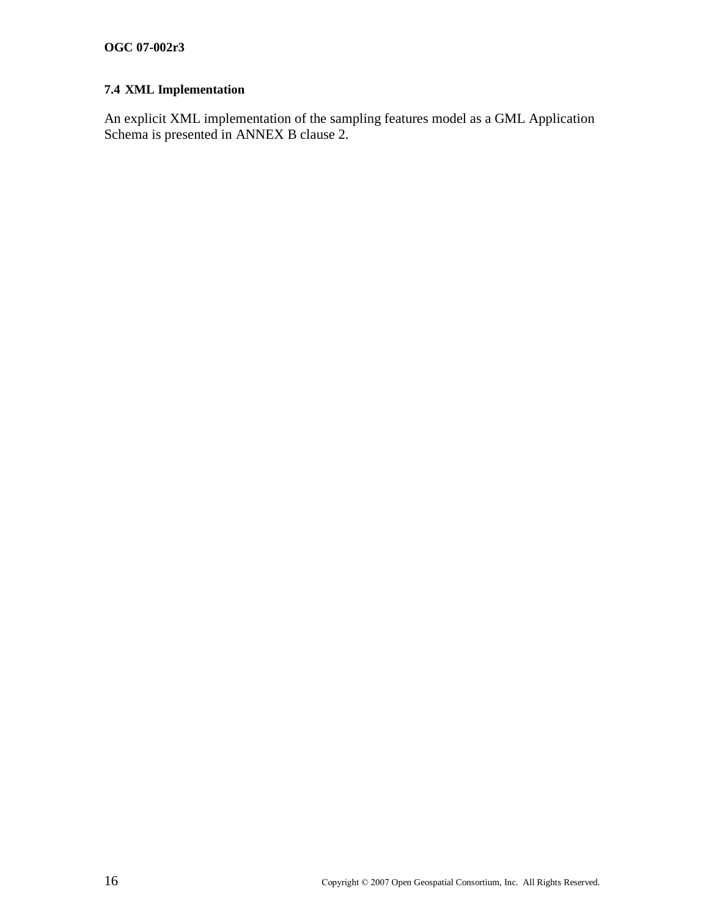## 7.4 XML Implementation

An explicit XML implementation of the sampling features model as a GML Application Schema is presented in ANNEX B clause 2.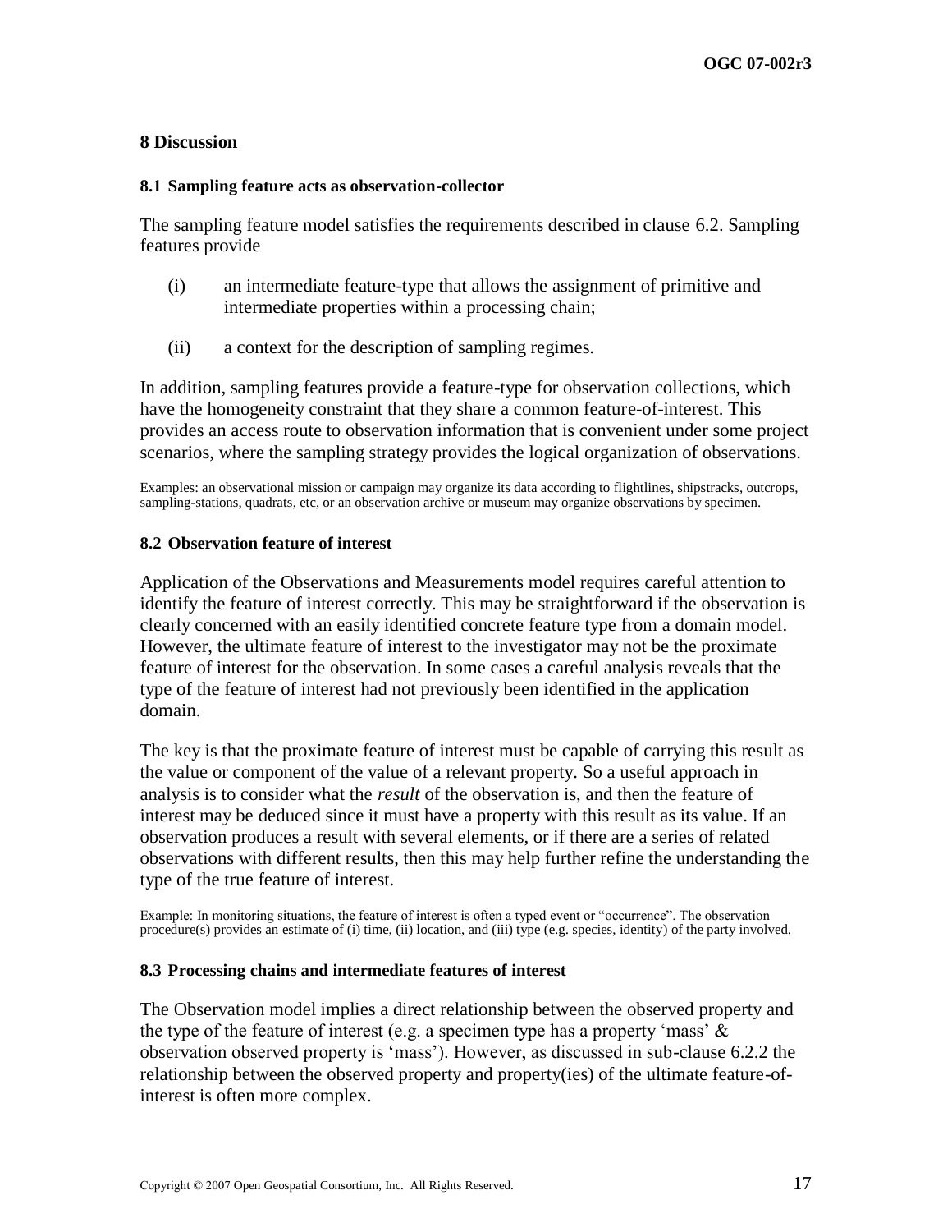# 8 Discussion

## 8.1 Sampling feature acts as observation-collector

The sampling feature model satisfies the requirements described in clause 6.2. Sampling features provide

(i) an intermediate feature-type that allows the assignment of primitive and intermediate properties within a processing chain;

(ii) a context for the description of sampling regimes.

In addition, sampling features provide a feature-type for observation collections, which have the homogeneity constraint that they share a common feature-of-interest. This provides an access route to observation information that is convenient under some project scenarios, where the sampling strategy provides the logical organization of observations.

Examples: an observational mission or campaign may organize its data according to flightlines, shipstracks, outcrops, sampling-stations, quadrats, etc, or an observation archive or museum may organize observations by specimen.

## 8.2 Observation feature of interest

Application of the Observations and Measurements model requires careful attention to identify the feature of interest correctly. This may be straightforward if the observation is clearly concerned with an easily identified concrete feature type from a domain model. However, the ultimate feature of interest to the investigator may not be the proximate feature of interest for the observation. In some cases a careful analysis reveals that the type of the feature of interest had not previously been identified in the application domain.

The key is that the proximate feature of interest must be capable of carrying this result as the value or component of the value of a relevant property. So a useful approach in analysis is to consider what the *result* of the observation is, and then the feature of interest may be deduced since it must have a property with this result as its value. If an observation produces a result with several elements, or if there are a series of related observations with different results, then this may help further refine the understanding the type of the true feature of interest.

Example: In monitoring situations, the feature of interest is often a typed event or "occurrence". The observation procedure(s) provides an estimate of (i) time, (ii) location, and (iii) type (e.g. species, identity) of the party involved.

## 8.3 Processing chains and intermediate features of interest

The Observation model implies a direct relationship between the observed property and the type of the feature of interest (e.g. a specimen type has a property 'mass' & observation observed property is 'mass'). However, as discussed in sub-clause 6.2.2 the relationship between the observed property and property(ies) of the ultimate feature-of-interest is often more complex.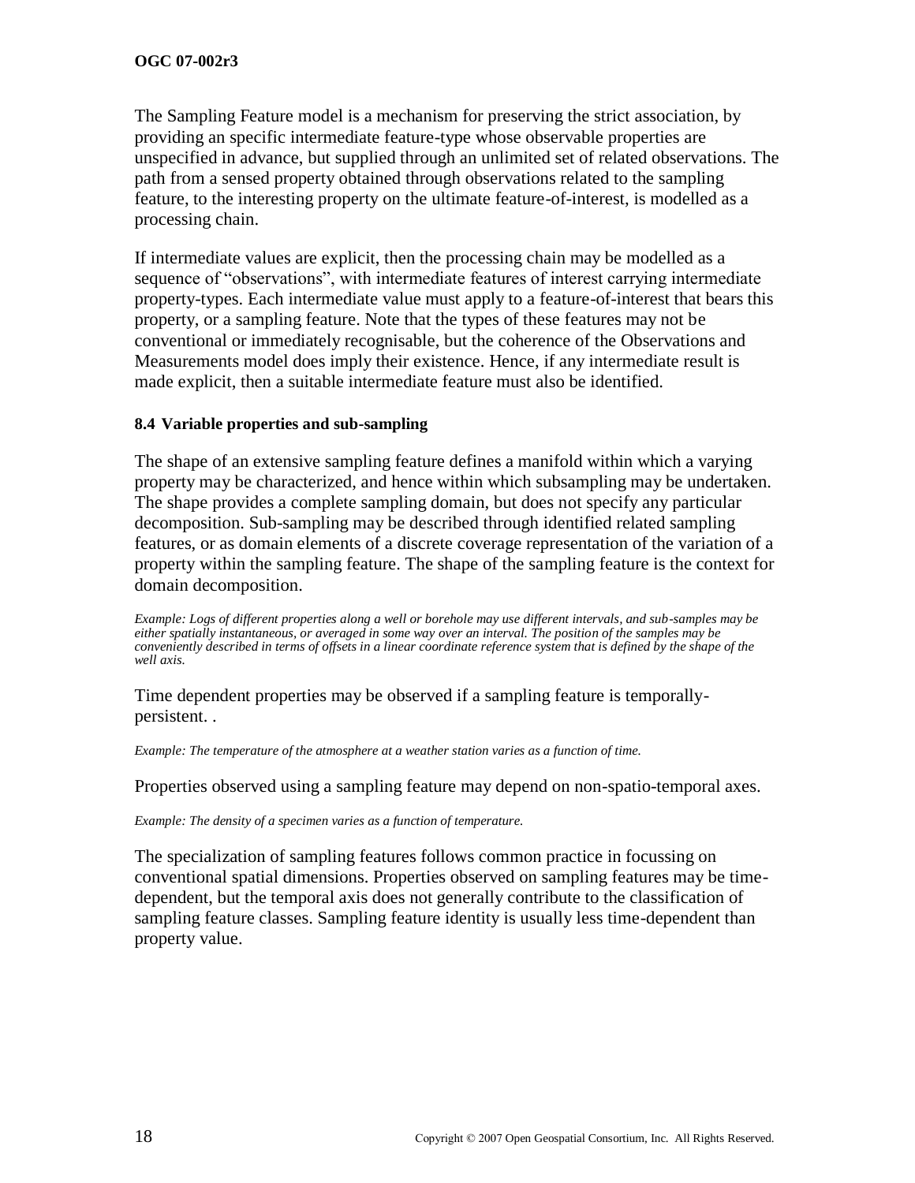The Sampling Feature model is a mechanism for preserving the strict association, by providing an specific intermediate feature-type whose observable properties are unspecified in advance, but supplied through an unlimited set of related observations. The path from a sensed property obtained through observations related to the sampling feature, to the interesting property on the ultimate feature-of-interest, is modelled as a processing chain.

If intermediate values are explicit, then the processing chain may be modelled as a sequence of "observations", with intermediate features of interest carrying intermediate property-types. Each intermediate value must apply to a feature-of-interest that bears this property, or a sampling feature. Note that the types of these features may not be conventional or immediately recognisable, but the coherence of the Observations and Measurements model does imply their existence. Hence, if any intermediate result is made explicit, then a suitable intermediate feature must also be identified.

### 8.4 Variable properties and sub-sampling

The shape of an extensive sampling feature defines a manifold within which a varying property may be characterized, and hence within which subsampling may be undertaken. The shape provides a complete sampling domain, but does not specify any particular decomposition. Sub-sampling may be described through identified related sampling features, or as domain elements of a discrete coverage representation of the variation of a property within the sampling feature. The shape of the sampling feature is the context for domain decomposition.

*Example: Logs of different properties along a well or borehole may use different intervals, and sub-samples may be either spatially instantaneous, or averaged in some way over an interval. The position of the samples may be conveniently described in terms of offsets in a linear coordinate reference system that is defined by the shape of the well axis.*

Time dependent properties may be observed if a sampling feature is temporally-persistent. .

*Example: The temperature of the atmosphere at a weather station varies as a function of time.*

Properties observed using a sampling feature may depend on non-spatio-temporal axes.

*Example: The density of a specimen varies as a function of temperature.*

The specialization of sampling features follows common practice in focussing on conventional spatial dimensions. Properties observed on sampling features may be time-dependent, but the temporal axis does not generally contribute to the classification of sampling feature classes. Sampling feature identity is usually less time-dependent than property value.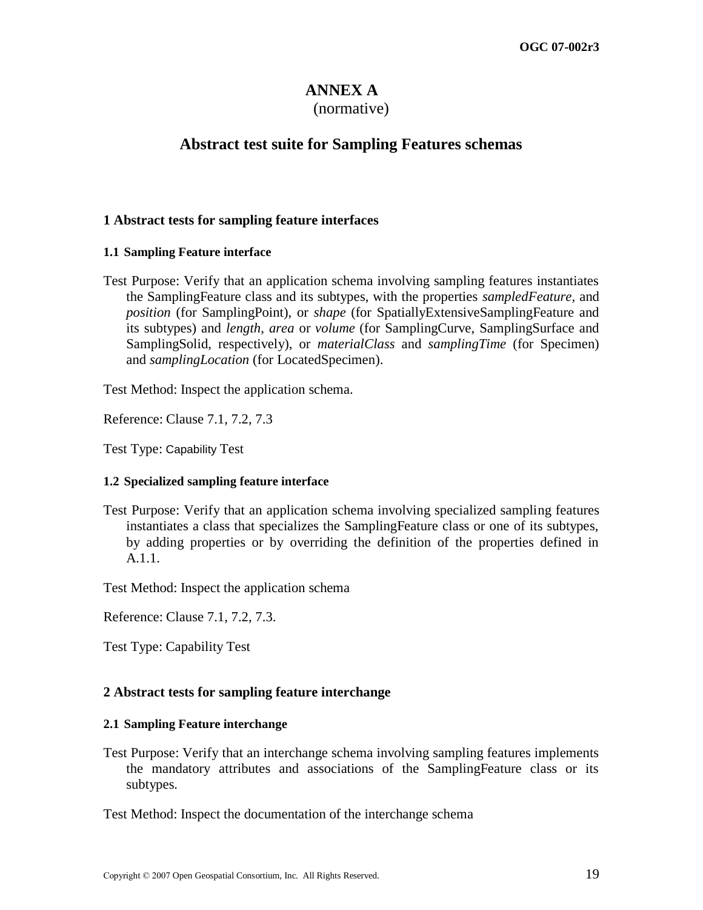# ANNEX A

(normative)

# Abstract test suite for Sampling Features schemas

## 1 Abstract tests for sampling feature interfaces

### 1.1 Sampling Feature interface

Test Purpose: Verify that an application schema involving sampling features instantiates the SamplingFeature class and its subtypes, with the properties *sampledFeature*, and *position* (for SamplingPoint), or *shape* (for SpatiallyExtensiveSamplingFeature and its subtypes) and *length*, *area* or *volume* (for SamplingCurve, SamplingSurface and SamplingSolid, respectively), or *materialClass* and *samplingTime* (for Specimen) and *samplingLocation* (for LocatedSpecimen).

Test Method: Inspect the application schema.

Reference: Clause 7.1, 7.2, 7.3

Test Type: Capability Test

### 1.2 Specialized sampling feature interface

Test Purpose: Verify that an application schema involving specialized sampling features instantiates a class that specializes the SamplingFeature class or one of its subtypes, by adding properties or by overriding the definition of the properties defined in A.1.1.

Test Method: Inspect the application schema

Reference: Clause 7.1, 7.2, 7.3.

Test Type: Capability Test

## 2 Abstract tests for sampling feature interchange

### 2.1 Sampling Feature interchange

Test Purpose: Verify that an interchange schema involving sampling features implements the mandatory attributes and associations of the SamplingFeature class or its subtypes.

Test Method: Inspect the documentation of the interchange schema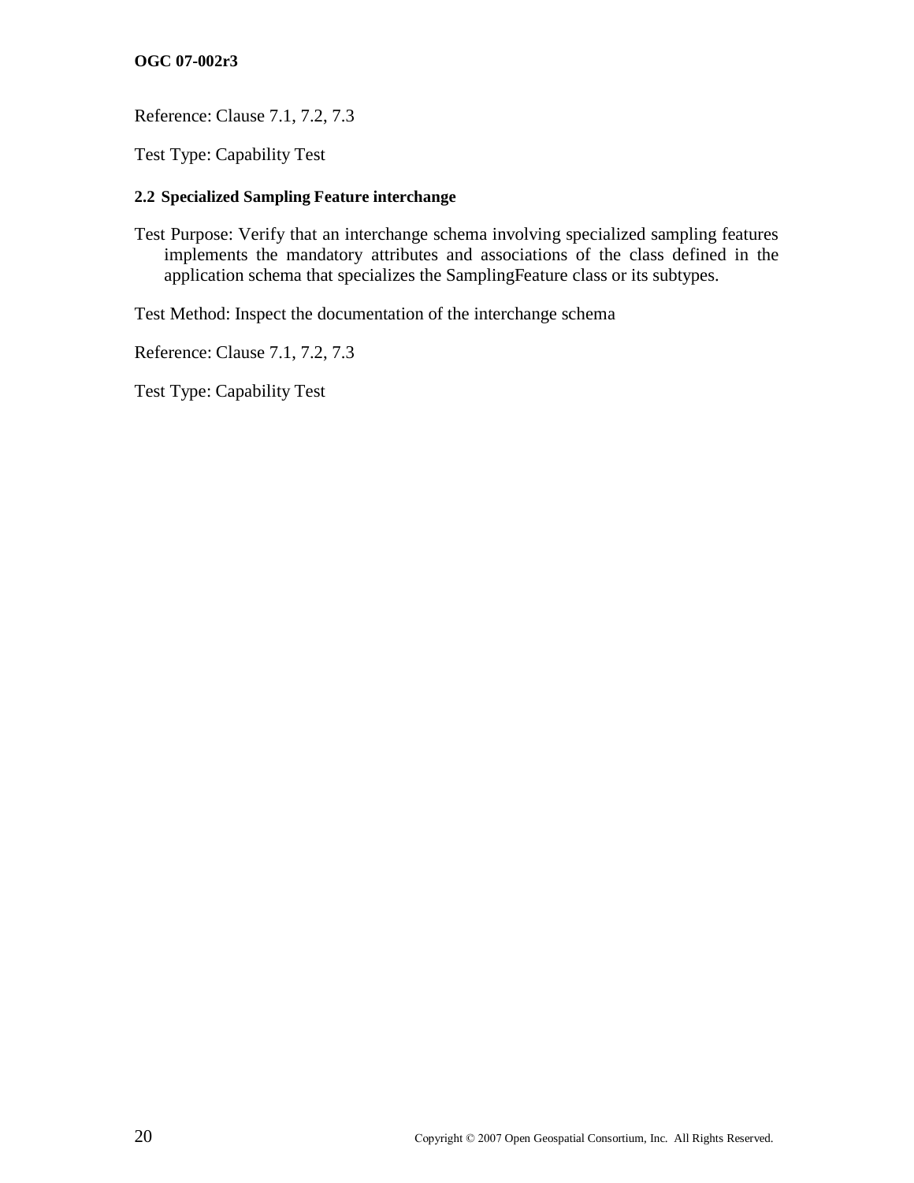Reference: Clause 7.1, 7.2, 7.3

Test Type: Capability Test

### 2.2 Specialized Sampling Feature interchange

Test Purpose: Verify that an interchange schema involving specialized sampling features implements the mandatory attributes and associations of the class defined in the application schema that specializes the SamplingFeature class or its subtypes.

Test Method: Inspect the documentation of the interchange schema

Reference: Clause 7.1, 7.2, 7.3

Test Type: Capability Test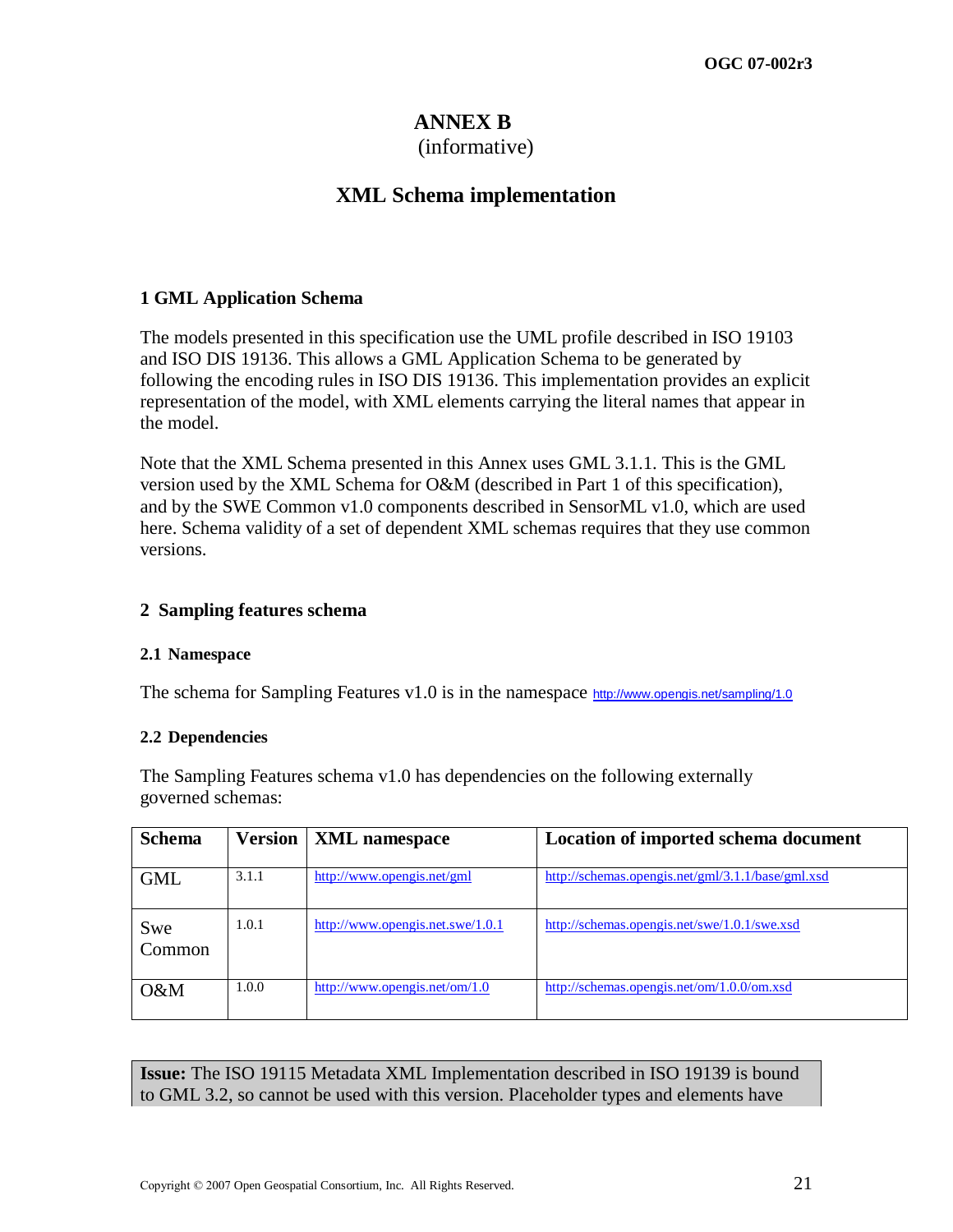# ANNEX B
(informative)

## XML Schema implementation

### 1 GML Application Schema

The models presented in this specification use the UML profile described in ISO 19103 and ISO DIS 19136. This allows a GML Application Schema to be generated by following the encoding rules in ISO DIS 19136. This implementation provides an explicit representation of the model, with XML elements carrying the literal names that appear in the model.

Note that the XML Schema presented in this Annex uses GML 3.1.1. This is the GML version used by the XML Schema for O&M (described in Part 1 of this specification), and by the SWE Common v1.0 components described in SensorML v1.0, which are used here. Schema validity of a set of dependent XML schemas requires that they use common versions.

### 2 Sampling features schema

#### 2.1 Namespace

The schema for Sampling Features v1.0 is in the namespace http://www.opengis.net/sampling/1.0

#### 2.2 Dependencies

The Sampling Features schema v1.0 has dependencies on the following externally governed schemas:

| Schema | Version | XML namespace | Location of imported schema document |
|---|---|---|---|
| GML | 3.1.1 | http://www.opengis.net/gml | http://schemas.opengis.net/gml/3.1.1/base/gml.xsd |
| Swe Common | 1.0.1 | http://www.opengis.net.swe/1.0.1 | http://schemas.opengis.net/swe/1.0.1/swe.xsd |
| O&M | 1.0.0 | http://www.opengis.net/om/1.0 | http://schemas.opengis.net/om/1.0.0/om.xsd |

**Issue:** The ISO 19115 Metadata XML Implementation described in ISO 19139 is bound to GML 3.2, so cannot be used with this version. Placeholder types and elements have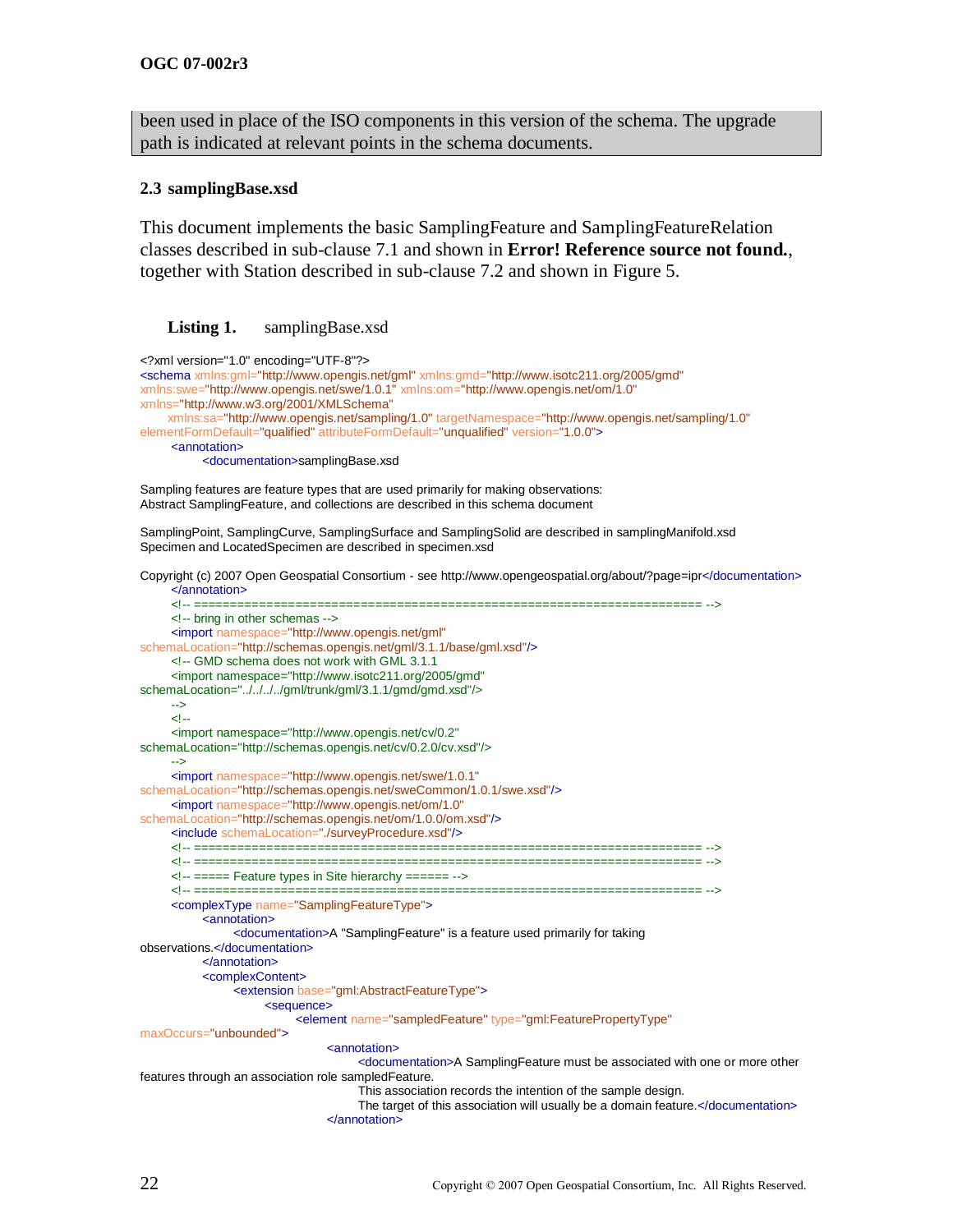been used in place of the ISO components in this version of the schema. The upgrade path is indicated at relevant points in the schema documents.

### 2.3 samplingBase.xsd

This document implements the basic SamplingFeature and SamplingFeatureRelation classes described in sub-clause 7.1 and shown in **Error! Reference source not found.**, together with Station described in sub-clause 7.2 and shown in Figure 5.

**Listing 1.** samplingBase.xsd

```
<?xml version="1.0" encoding="UTF-8"?>
<schema xmlns:gml="http://www.opengis.net/gml" xmlns:gmd="http://www.isotc211.org/2005/gmd"
xmlns:swe="http://www.opengis.net/swe/1.0.1" xmlns:om="http://www.opengis.net/om/1.0"
xmlns="http://www.w3.org/2001/XMLSchema"
	xmlns:sa="http://www.opengis.net/sampling/1.0" targetNamespace="http://www.opengis.net/sampling/1.0"
elementFormDefault="qualified" attributeFormDefault="unqualified" version="1.0.0">
	<annotation>
		<documentation>samplingBase.xsd

Sampling features are feature types that are used primarily for making observations:
Abstract SamplingFeature, and collections are described in this schema document

SamplingPoint, SamplingCurve, SamplingSurface and SamplingSolid are described in samplingManifold.xsd
Specimen and LocatedSpecimen are described in specimen.xsd

Copyright (c) 2007 Open Geospatial Consortium - see http://www.opengeospatial.org/about/?page=ipr</documentation>
	</annotation>
	<!-- ====================================================================== -->
	<!-- bring in other schemas -->
	<import namespace="http://www.opengis.net/gml"
schemaLocation="http://schemas.opengis.net/gml/3.1.1/base/gml.xsd"/>
	<!-- GMD schema does not work with GML 3.1.1
	<import namespace="http://www.isotc211.org/2005/gmd"
schemaLocation="../../../../gml/trunk/gml/3.1.1/gmd/gmd.xsd"/>
	-->
	<!--
	<import namespace="http://www.opengis.net/cv/0.2"
schemaLocation="http://schemas.opengis.net/cv/0.2.0/cv.xsd"/>
	-->
	<import namespace="http://www.opengis.net/swe/1.0.1"
schemaLocation="http://schemas.opengis.net/sweCommon/1.0.1/swe.xsd"/>
	<import namespace="http://www.opengis.net/om/1.0"
schemaLocation="http://schemas.opengis.net/om/1.0.0/om.xsd"/>
	<include schemaLocation="./surveyProcedure.xsd"/>
	<!-- ====================================================================== -->
	<!-- ====================================================================== -->
	<!-- ===== Feature types in Site hierarchy ====== -->
	<!-- ====================================================================== -->
	<complexType name="SamplingFeatureType">
		<annotation>
			<documentation>A "SamplingFeature" is a feature used primarily for taking
observations.</documentation>
		</annotation>
		<complexContent>
			<extension base="gml:AbstractFeatureType">
				<sequence>
					<element name="sampledFeature" type="gml:FeaturePropertyType"
maxOccurs="unbounded">
						<annotation>
							<documentation>A SamplingFeature must be associated with one or more other
features through an association role sampledFeature.
							This association records the intention of the sample design.
							The target of this association will usually be a domain feature.</documentation>
						</annotation>
```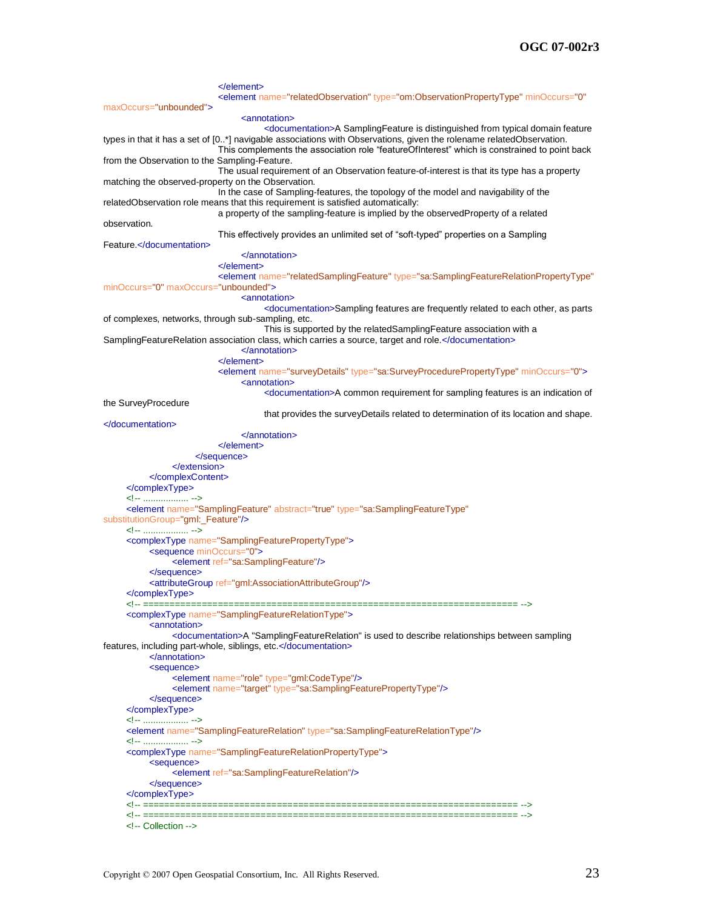```xml
					</element>
					<element name="relatedObservation" type="om:ObservationPropertyType" minOccurs="0" maxOccurs="unbounded">
						<annotation>
							<documentation>A SamplingFeature is distinguished from typical domain feature types in that it has a set of [0..*] navigable associations with Observations, given the rolename relatedObservation.
					This complements the association role “featureOfInterest” which is constrained to point back from the Observation to the Sampling-Feature.
					The usual requirement of an Observation feature-of-interest is that its type has a property matching the observed-property on the Observation.
					In the case of Sampling-features, the topology of the model and navigability of the relatedObservation role means that this requirement is satisfied automatically:
					a property of the sampling-feature is implied by the observedProperty of a related observation.
					This effectively provides an unlimited set of “soft-typed” properties on a Sampling Feature.</documentation>
						</annotation>
					</element>
					<element name="relatedSamplingFeature" type="sa:SamplingFeatureRelationPropertyType" minOccurs="0" maxOccurs="unbounded">
						<annotation>
							<documentation>Sampling features are frequently related to each other, as parts of complexes, networks, through sub-sampling, etc.
							This is supported by the relatedSamplingFeature association with a SamplingFeatureRelation association class, which carries a source, target and role.</documentation>
						</annotation>
					</element>
					<element name="surveyDetails" type="sa:SurveyProcedurePropertyType" minOccurs="0">
						<annotation>
							<documentation>A common requirement for sampling features is an indication of the SurveyProcedure
							that provides the surveyDetails related to determination of its location and shape.
</documentation>
						</annotation>
					</element>
				</sequence>
			</extension>
		</complexContent>
	</complexType>
	<!-- .................. -->
	<element name="SamplingFeature" abstract="true" type="sa:SamplingFeatureType" substitutionGroup="gml:_Feature"/>
	<!-- .................. -->
	<complexType name="SamplingFeaturePropertyType">
		<sequence minOccurs="0">
			<element ref="sa:SamplingFeature"/>
		</sequence>
		<attributeGroup ref="gml:AssociationAttributeGroup"/>
	</complexType>
	<!-- ====================================================================== -->
	<complexType name="SamplingFeatureRelationType">
		<annotation>
			<documentation>A "SamplingFeatureRelation" is used to describe relationships between sampling features, including part-whole, siblings, etc.</documentation>
		</annotation>
		<sequence>
			<element name="role" type="gml:CodeType"/>
			<element name="target" type="sa:SamplingFeaturePropertyType"/>
		</sequence>
	</complexType>
	<!-- .................. -->
	<element name="SamplingFeatureRelation" type="sa:SamplingFeatureRelationType"/>
	<!-- .................. -->
	<complexType name="SamplingFeatureRelationPropertyType">
		<sequence>
			<element ref="sa:SamplingFeatureRelation"/>
		</sequence>
	</complexType>
	<!-- ====================================================================== -->
	<!-- ====================================================================== -->
	<!-- Collection -->
```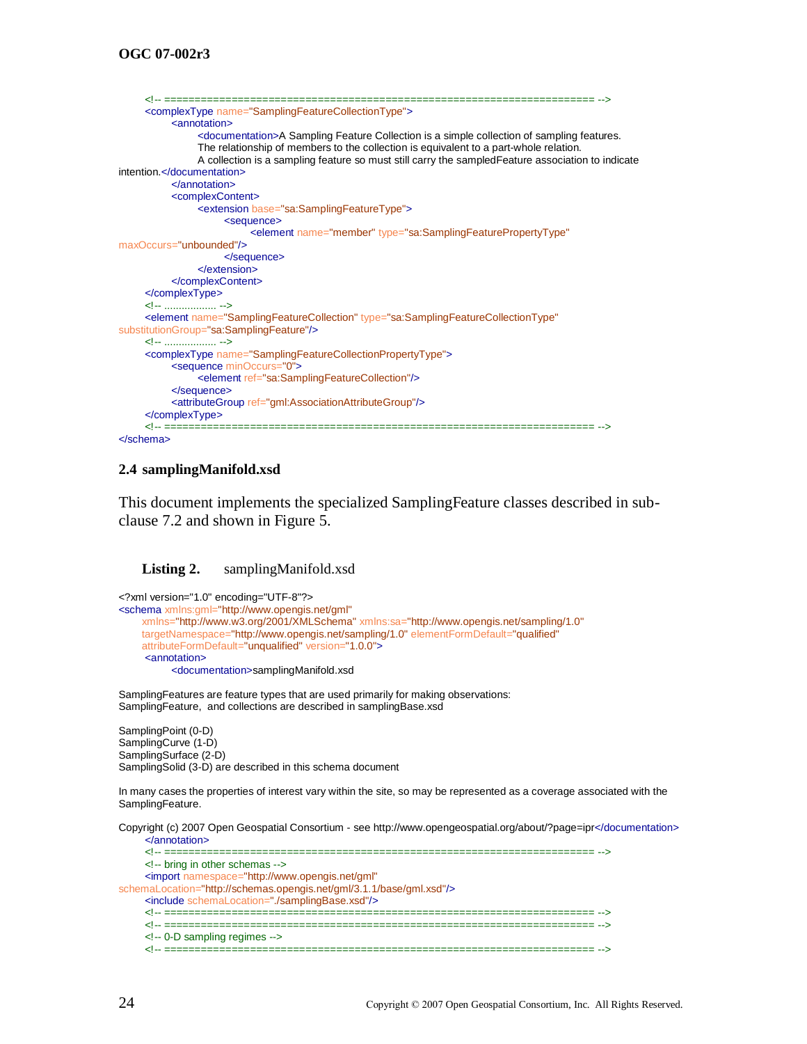```xml
	<!-- ====================================================================== -->
	<complexType name="SamplingFeatureCollectionType">
		<annotation>
			<documentation>A Sampling Feature Collection is a simple collection of sampling features.
			The relationship of members to the collection is equivalent to a part-whole relation.
			A collection is a sampling feature so must still carry the sampledFeature association to indicate
intention.</documentation>
		</annotation>
		<complexContent>
			<extension base="sa:SamplingFeatureType">
				<sequence>
					<element name="member" type="sa:SamplingFeaturePropertyType"
maxOccurs="unbounded"/>
				</sequence>
			</extension>
		</complexContent>
	</complexType>
	<!-- .................. -->
	<element name="SamplingFeatureCollection" type="sa:SamplingFeatureCollectionType"
substitutionGroup="sa:SamplingFeature"/>
	<!-- .................. -->
	<complexType name="SamplingFeatureCollectionPropertyType">
		<sequence minOccurs="0">
			<element ref="sa:SamplingFeatureCollection"/>
		</sequence>
		<attributeGroup ref="gml:AssociationAttributeGroup"/>
	</complexType>
	<!-- ====================================================================== -->
</schema>
```

## 2.4 samplingManifold.xsd

This document implements the specialized SamplingFeature classes described in sub-clause 7.2 and shown in Figure 5.

**Listing 2.** samplingManifold.xsd

```xml
<?xml version="1.0" encoding="UTF-8"?>
<schema xmlns:gml="http://www.opengis.net/gml"
	xmlns="http://www.w3.org/2001/XMLSchema" xmlns:sa="http://www.opengis.net/sampling/1.0"
	targetNamespace="http://www.opengis.net/sampling/1.0" elementFormDefault="qualified"
	attributeFormDefault="unqualified" version="1.0.0">
	<annotation>
		<documentation>samplingManifold.xsd

SamplingFeatures are feature types that are used primarily for making observations:
SamplingFeature,  and collections are described in samplingBase.xsd

SamplingPoint (0-D)
SamplingCurve (1-D)
SamplingSurface (2-D)
SamplingSolid (3-D) are described in this schema document

In many cases the properties of interest vary within the site, so may be represented as a coverage associated with the
SamplingFeature.

Copyright (c) 2007 Open Geospatial Consortium - see http://www.opengeospatial.org/about/?page=ipr</documentation>
	</annotation>
	<!-- ====================================================================== -->
	<!-- bring in other schemas -->
	<import namespace="http://www.opengis.net/gml"
schemaLocation="http://schemas.opengis.net/gml/3.1.1/base/gml.xsd"/>
	<include schemaLocation="./samplingBase.xsd"/>
	<!-- ====================================================================== -->
	<!-- ====================================================================== -->
	<!-- 0-D sampling regimes -->
	<!-- ====================================================================== -->
```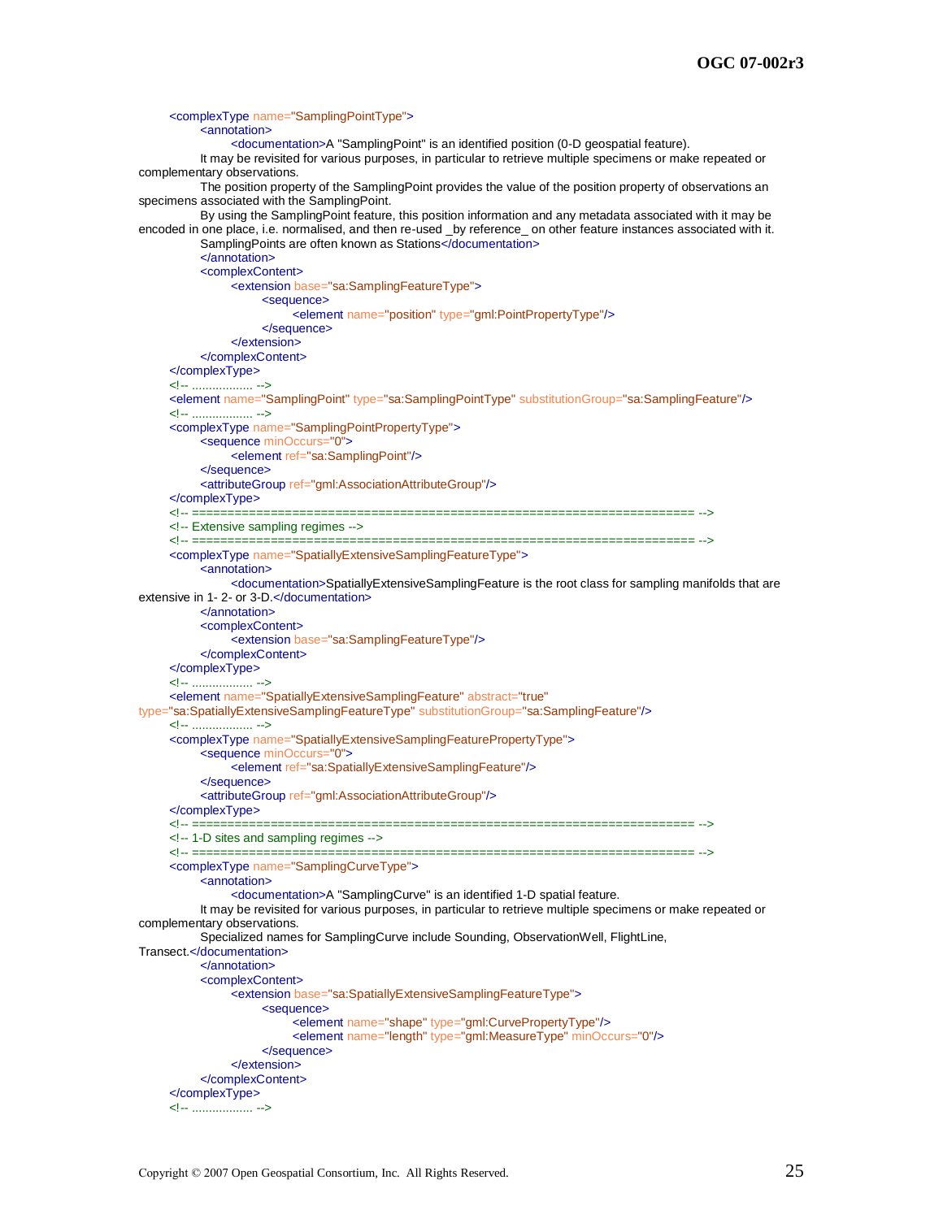```xml
	<complexType name="SamplingPointType">
		<annotation>
			<documentation>A "SamplingPoint" is an identified position (0-D geospatial feature).
		It may be revisited for various purposes, in particular to retrieve multiple specimens or make repeated or complementary observations.
		The position property of the SamplingPoint provides the value of the position property of observations an specimens associated with the SamplingPoint.
		By using the SamplingPoint feature, this position information and any metadata associated with it may be encoded in one place, i.e. normalised, and then re-used _by reference_ on other feature instances associated with it.
		SamplingPoints are often known as Stations</documentation>
		</annotation>
		<complexContent>
			<extension base="sa:SamplingFeatureType">
				<sequence>
					<element name="position" type="gml:PointPropertyType"/>
				</sequence>
			</extension>
		</complexContent>
	</complexType>
	<!-- .................. -->
	<element name="SamplingPoint" type="sa:SamplingPointType" substitutionGroup="sa:SamplingFeature"/>
	<!-- .................. -->
	<complexType name="SamplingPointPropertyType">
		<sequence minOccurs="0">
			<element ref="sa:SamplingPoint"/>
		</sequence>
		<attributeGroup ref="gml:AssociationAttributeGroup"/>
	</complexType>
	<!-- ====================================================================== -->
	<!-- Extensive sampling regimes -->
	<!-- ====================================================================== -->
	<complexType name="SpatiallyExtensiveSamplingFeatureType">
		<annotation>
			<documentation>SpatiallyExtensiveSamplingFeature is the root class for sampling manifolds that are extensive in 1- 2- or 3-D.</documentation>
		</annotation>
		<complexContent>
			<extension base="sa:SamplingFeatureType"/>
		</complexContent>
	</complexType>
	<!-- .................. -->
	<element name="SpatiallyExtensiveSamplingFeature" abstract="true" type="sa:SpatiallyExtensiveSamplingFeatureType" substitutionGroup="sa:SamplingFeature"/>
	<!-- .................. -->
	<complexType name="SpatiallyExtensiveSamplingFeaturePropertyType">
		<sequence minOccurs="0">
			<element ref="sa:SpatiallyExtensiveSamplingFeature"/>
		</sequence>
		<attributeGroup ref="gml:AssociationAttributeGroup"/>
	</complexType>
	<!-- ====================================================================== -->
	<!-- 1-D sites and sampling regimes -->
	<!-- ====================================================================== -->
	<complexType name="SamplingCurveType">
		<annotation>
			<documentation>A "SamplingCurve" is an identified 1-D spatial feature.
		It may be revisited for various purposes, in particular to retrieve multiple specimens or make repeated or complementary observations.
		Specialized names for SamplingCurve include Sounding, ObservationWell, FlightLine, Transect.</documentation>
		</annotation>
		<complexContent>
			<extension base="sa:SpatiallyExtensiveSamplingFeatureType">
				<sequence>
					<element name="shape" type="gml:CurvePropertyType"/>
					<element name="length" type="gml:MeasureType" minOccurs="0"/>
				</sequence>
			</extension>
		</complexContent>
	</complexType>
	<!-- .................. -->
```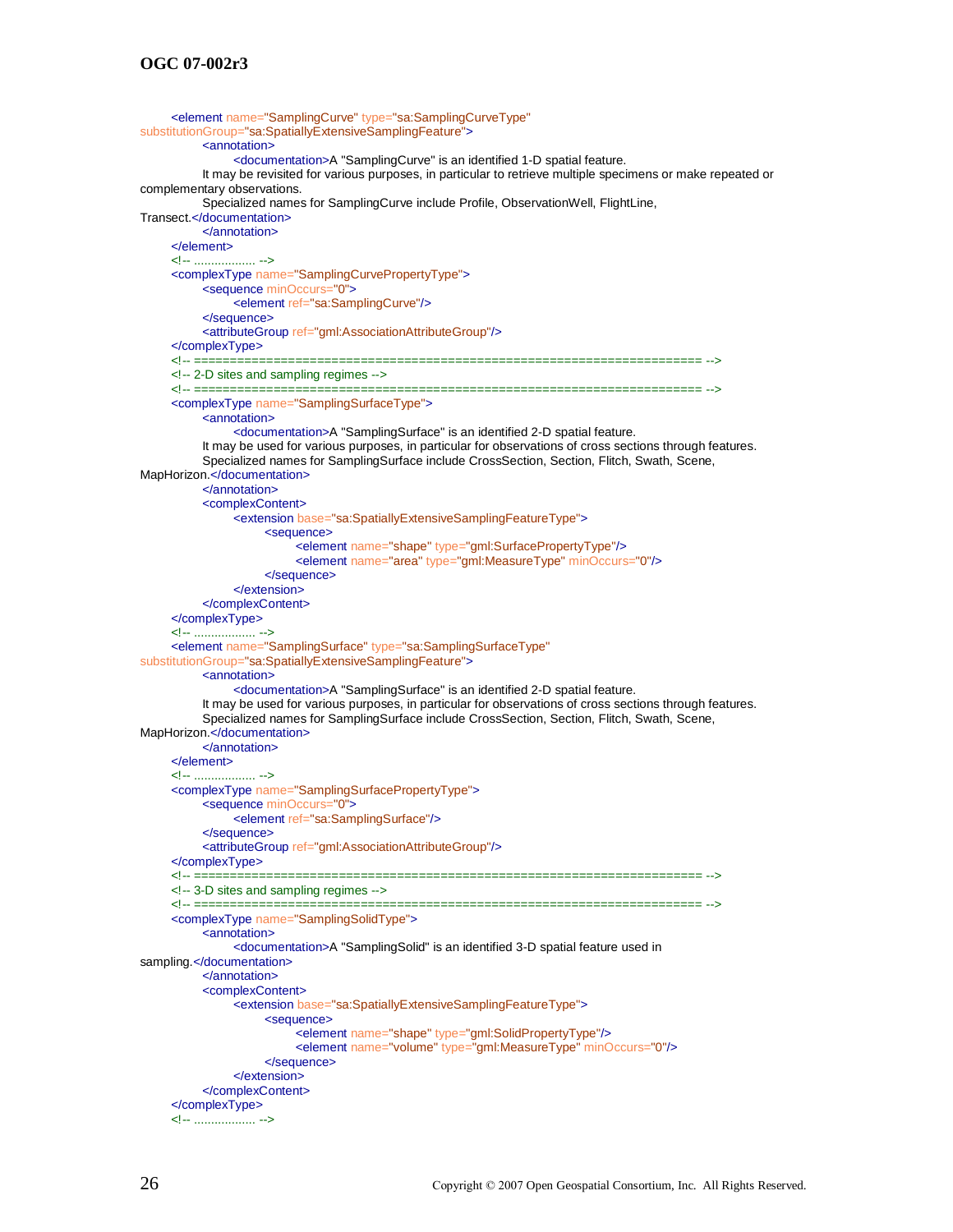```
	<element name="SamplingCurve" type="sa:SamplingCurveType" 
substitutionGroup="sa:SpatiallyExtensiveSamplingFeature">
		<annotation>
			<documentation>A "SamplingCurve" is an identified 1-D spatial feature. 
		It may be revisited for various purposes, in particular to retrieve multiple specimens or make repeated or 
complementary observations. 
		Specialized names for SamplingCurve include Profile, ObservationWell, FlightLine, 
Transect.</documentation>
		</annotation>
	</element>
	<!-- .................. -->
	<complexType name="SamplingCurvePropertyType">
		<sequence minOccurs="0">
			<element ref="sa:SamplingCurve"/>
		</sequence>
		<attributeGroup ref="gml:AssociationAttributeGroup"/>
	</complexType>
	<!-- ====================================================================== -->
	<!-- 2-D sites and sampling regimes -->
	<!-- ====================================================================== -->
	<complexType name="SamplingSurfaceType">
		<annotation>
			<documentation>A "SamplingSurface" is an identified 2-D spatial feature. 
		It may be used for various purposes, in particular for observations of cross sections through features. 
		Specialized names for SamplingSurface include CrossSection, Section, Flitch, Swath, Scene, 
MapHorizon.</documentation>
		</annotation>
		<complexContent>
			<extension base="sa:SpatiallyExtensiveSamplingFeatureType">
				<sequence>
					<element name="shape" type="gml:SurfacePropertyType"/>
					<element name="area" type="gml:MeasureType" minOccurs="0"/>
				</sequence>
			</extension>
		</complexContent>
	</complexType>
	<!-- .................. -->
	<element name="SamplingSurface" type="sa:SamplingSurfaceType" 
substitutionGroup="sa:SpatiallyExtensiveSamplingFeature">
		<annotation>
			<documentation>A "SamplingSurface" is an identified 2-D spatial feature. 
		It may be used for various purposes, in particular for observations of cross sections through features. 
		Specialized names for SamplingSurface include CrossSection, Section, Flitch, Swath, Scene, 
MapHorizon.</documentation>
		</annotation>
	</element>
	<!-- .................. -->
	<complexType name="SamplingSurfacePropertyType">
		<sequence minOccurs="0">
			<element ref="sa:SamplingSurface"/>
		</sequence>
		<attributeGroup ref="gml:AssociationAttributeGroup"/>
	</complexType>
	<!-- ====================================================================== -->
	<!-- 3-D sites and sampling regimes -->
	<!-- ====================================================================== -->
	<complexType name="SamplingSolidType">
		<annotation>
			<documentation>A "SamplingSolid" is an identified 3-D spatial feature used in 
sampling.</documentation>
		</annotation>
		<complexContent>
			<extension base="sa:SpatiallyExtensiveSamplingFeatureType">
				<sequence>
					<element name="shape" type="gml:SolidPropertyType"/>
					<element name="volume" type="gml:MeasureType" minOccurs="0"/>
				</sequence>
			</extension>
		</complexContent>
	</complexType>
	<!-- .................. -->
```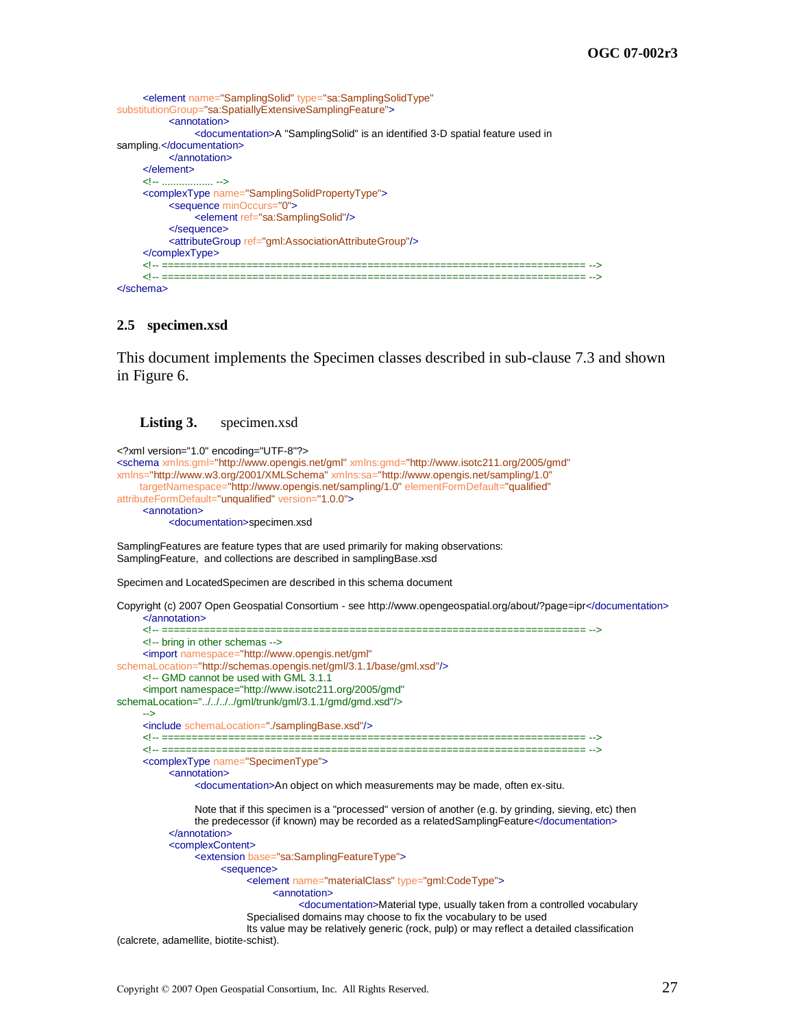```xml
	<element name="SamplingSolid" type="sa:SamplingSolidType"
substitutionGroup="sa:SpatiallyExtensiveSamplingFeature">
		<annotation>
			<documentation>A "SamplingSolid" is an identified 3-D spatial feature used in
sampling.</documentation>
		</annotation>
	</element>
	<!-- ................. -->
	<complexType name="SamplingSolidPropertyType">
		<sequence minOccurs="0">
			<element ref="sa:SamplingSolid"/>
		</sequence>
		<attributeGroup ref="gml:AssociationAttributeGroup"/>
	</complexType>
	<!-- ====================================================================== -->
	<!-- ====================================================================== -->
</schema>
```

## 2.5 specimen.xsd

This document implements the Specimen classes described in sub-clause 7.3 and shown in Figure 6.

**Listing 3.** specimen.xsd

```xml
<?xml version="1.0" encoding="UTF-8"?>
<schema xmlns:gml="http://www.opengis.net/gml" xmlns:gmd="http://www.isotc211.org/2005/gmd"
xmlns="http://www.w3.org/2001/XMLSchema" xmlns:sa="http://www.opengis.net/sampling/1.0"
	targetNamespace="http://www.opengis.net/sampling/1.0" elementFormDefault="qualified"
attributeFormDefault="unqualified" version="1.0.0">
	<annotation>
		<documentation>specimen.xsd

SamplingFeatures are feature types that are used primarily for making observations:
SamplingFeature,  and collections are described in samplingBase.xsd

Specimen and LocatedSpecimen are described in this schema document

Copyright (c) 2007 Open Geospatial Consortium - see http://www.opengeospatial.org/about/?page=ipr</documentation>
	</annotation>
	<!-- ====================================================================== -->
	<!-- bring in other schemas -->
	<import namespace="http://www.opengis.net/gml"
schemaLocation="http://schemas.opengis.net/gml/3.1.1/base/gml.xsd"/>
	<!-- GMD cannot be used with GML 3.1.1
	<import namespace="http://www.isotc211.org/2005/gmd"
schemaLocation="../../../../gml/trunk/gml/3.1.1/gmd/gmd.xsd"/>
	-->
	<include schemaLocation="./samplingBase.xsd"/>
	<!-- ====================================================================== -->
	<!-- ====================================================================== -->
	<complexType name="SpecimenType">
		<annotation>
			<documentation>An object on which measurements may be made, often ex-situ.

			Note that if this specimen is a "processed" version of another (e.g. by grinding, sieving, etc) then
			the predecessor (if known) may be recorded as a relatedSamplingFeature</documentation>
		</annotation>
		<complexContent>
			<extension base="sa:SamplingFeatureType">
				<sequence>
					<element name="materialClass" type="gml:CodeType">
						<annotation>
							<documentation>Material type, usually taken from a controlled vocabulary
					Specialised domains may choose to fix the vocabulary to be used
					Its value may be relatively generic (rock, pulp) or may reflect a detailed classification
(calcrete, adamellite, biotite-schist).
```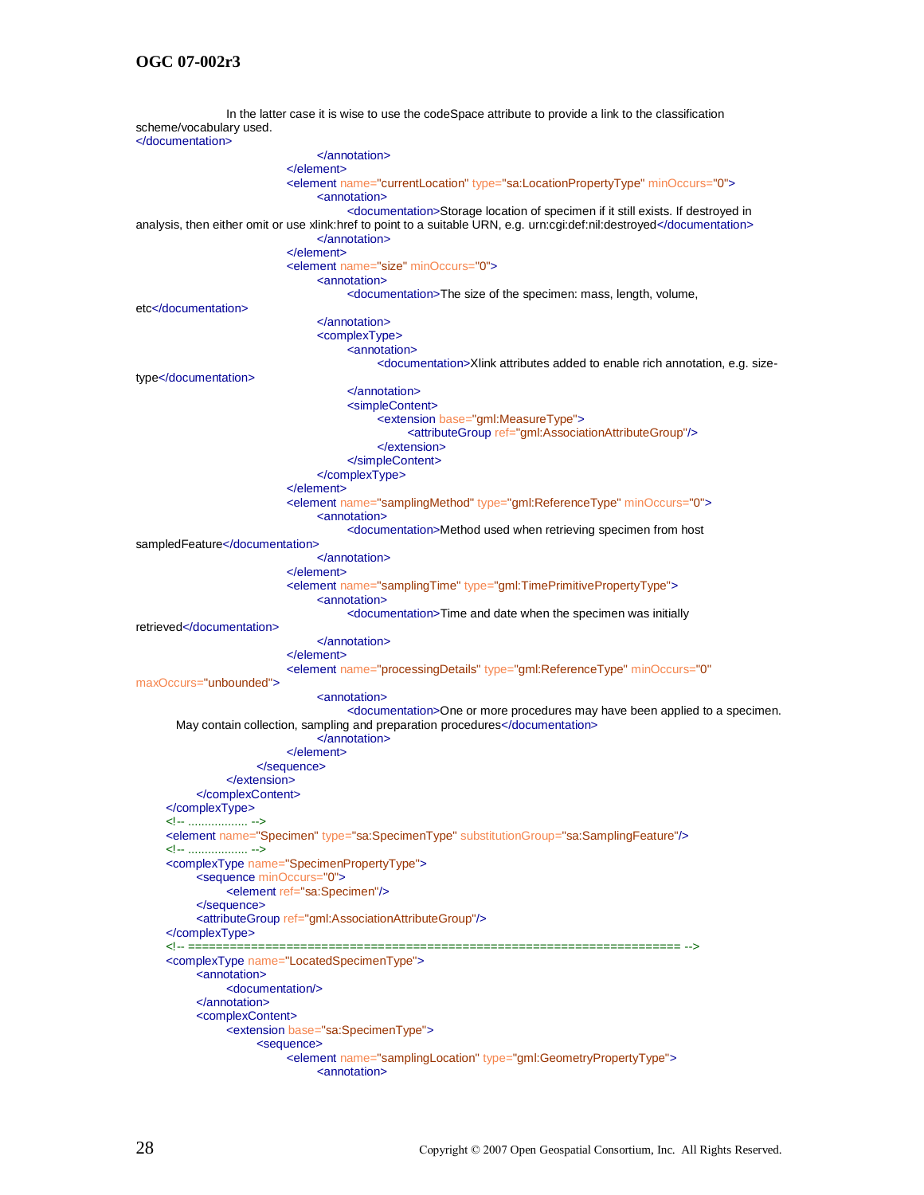```xml
			In the latter case it is wise to use the codeSpace attribute to provide a link to the classification
scheme/vocabulary used.
</documentation>
						</annotation>
					</element>
					<element name="currentLocation" type="sa:LocationPropertyType" minOccurs="0">
						<annotation>
							<documentation>Storage location of specimen if it still exists. If destroyed in
analysis, then either omit or use xlink:href to point to a suitable URN, e.g. urn:cgi:def:nil:destroyed</documentation>
						</annotation>
					</element>
					<element name="size" minOccurs="0">
						<annotation>
							<documentation>The size of the specimen: mass, length, volume,
etc</documentation>
						</annotation>
						<complexType>
							<annotation>
								<documentation>Xlink attributes added to enable rich annotation, e.g. size-
type</documentation>
							</annotation>
							<simpleContent>
								<extension base="gml:MeasureType">
									<attributeGroup ref="gml:AssociationAttributeGroup"/>
								</extension>
							</simpleContent>
						</complexType>
					</element>
					<element name="samplingMethod" type="gml:ReferenceType" minOccurs="0">
						<annotation>
							<documentation>Method used when retrieving specimen from host
sampledFeature</documentation>
						</annotation>
					</element>
					<element name="samplingTime" type="gml:TimePrimitivePropertyType">
						<annotation>
							<documentation>Time and date when the specimen was initially
retrieved</documentation>
						</annotation>
					</element>
					<element name="processingDetails" type="gml:ReferenceType" minOccurs="0"
maxOccurs="unbounded">
						<annotation>
							<documentation>One or more procedures may have been applied to a specimen.
	May contain collection, sampling and preparation procedures</documentation>
						</annotation>
					</element>
				</sequence>
			</extension>
		</complexContent>
	</complexType>
	<!-- .................. -->
	<element name="Specimen" type="sa:SpecimenType" substitutionGroup="sa:SamplingFeature"/>
	<!-- .................. -->
	<complexType name="SpecimenPropertyType">
		<sequence minOccurs="0">
			<element ref="sa:Specimen"/>
		</sequence>
		<attributeGroup ref="gml:AssociationAttributeGroup"/>
	</complexType>
	<!-- ====================================================================== -->
	<complexType name="LocatedSpecimenType">
		<annotation>
			<documentation/>
		</annotation>
		<complexContent>
			<extension base="sa:SpecimenType">
				<sequence>
					<element name="samplingLocation" type="gml:GeometryPropertyType">
						<annotation>
```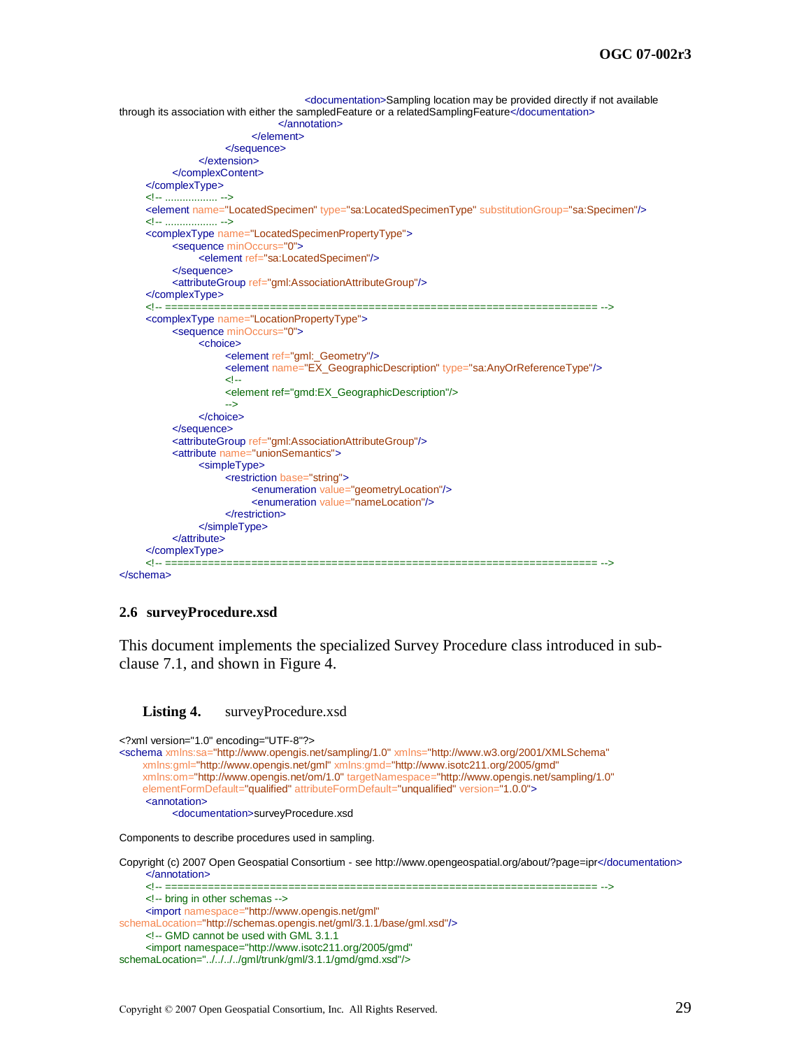```
							<documentation>Sampling location may be provided directly if not available 
through its association with either the sampledFeature or a relatedSamplingFeature</documentation>
						</annotation>
					</element>
				</sequence>
			</extension>
		</complexContent>
	</complexType>
	<!-- .................. -->
	<element name="LocatedSpecimen" type="sa:LocatedSpecimenType" substitutionGroup="sa:Specimen"/>
	<!-- .................. -->
	<complexType name="LocatedSpecimenPropertyType">
		<sequence minOccurs="0">
			<element ref="sa:LocatedSpecimen"/>
		</sequence>
		<attributeGroup ref="gml:AssociationAttributeGroup"/>
	</complexType>
	<!-- ====================================================================== -->
	<complexType name="LocationPropertyType">
		<sequence minOccurs="0">
			<choice>
				<element ref="gml:_Geometry"/>
				<element name="EX_GeographicDescription" type="sa:AnyOrReferenceType"/>
				<!--
				<element ref="gmd:EX_GeographicDescription"/>
				-->
			</choice>
		</sequence>
		<attributeGroup ref="gml:AssociationAttributeGroup"/>
		<attribute name="unionSemantics">
			<simpleType>
				<restriction base="string">
					<enumeration value="geometryLocation"/>
					<enumeration value="nameLocation"/>
				</restriction>
			</simpleType>
		</attribute>
	</complexType>
	<!-- ====================================================================== -->
</schema>
```

## 2.6 surveyProcedure.xsd

This document implements the specialized Survey Procedure class introduced in sub-clause 7.1, and shown in Figure 4.

**Listing 4.** surveyProcedure.xsd

```
<?xml version="1.0" encoding="UTF-8"?>
<schema xmlns:sa="http://www.opengis.net/sampling/1.0" xmlns="http://www.w3.org/2001/XMLSchema"
	xmlns:gml="http://www.opengis.net/gml" xmlns:gmd="http://www.isotc211.org/2005/gmd"
	xmlns:om="http://www.opengis.net/om/1.0" targetNamespace="http://www.opengis.net/sampling/1.0"
	elementFormDefault="qualified" attributeFormDefault="unqualified" version="1.0.0">
	<annotation>
		<documentation>surveyProcedure.xsd

Components to describe procedures used in sampling.

Copyright (c) 2007 Open Geospatial Consortium - see http://www.opengeospatial.org/about/?page=ipr</documentation>
	</annotation>
	<!-- ====================================================================== -->
	<!-- bring in other schemas -->
	<import namespace="http://www.opengis.net/gml" 
schemaLocation="http://schemas.opengis.net/gml/3.1.1/base/gml.xsd"/>
	<!-- GMD cannot be used with GML 3.1.1
	<import namespace="http://www.isotc211.org/2005/gmd" 
schemaLocation="../../../../gml/trunk/gml/3.1.1/gmd/gmd.xsd"/>
```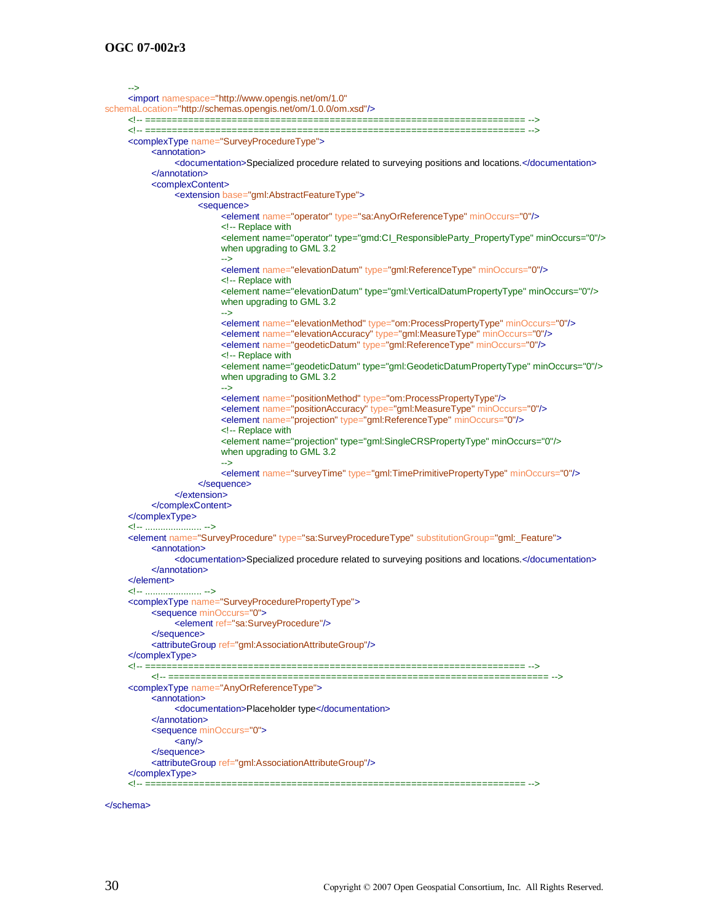```xml
	-->
	<import namespace="http://www.opengis.net/om/1.0"
schemaLocation="http://schemas.opengis.net/om/1.0.0/om.xsd"/>
	<!-- ====================================================================== -->
	<!-- ====================================================================== -->
	<complexType name="SurveyProcedureType">
		<annotation>
			<documentation>Specialized procedure related to surveying positions and locations.</documentation>
		</annotation>
		<complexContent>
			<extension base="gml:AbstractFeatureType">
				<sequence>
					<element name="operator" type="sa:AnyOrReferenceType" minOccurs="0"/>
					<!-- Replace with
					<element name="operator" type="gmd:CI_ResponsibleParty_PropertyType" minOccurs="0"/>
					when upgrading to GML 3.2
					-->
					<element name="elevationDatum" type="gml:ReferenceType" minOccurs="0"/>
					<!-- Replace with
					<element name="elevationDatum" type="gml:VerticalDatumPropertyType" minOccurs="0"/>
					when upgrading to GML 3.2
					-->
					<element name="elevationMethod" type="om:ProcessPropertyType" minOccurs="0"/>
					<element name="elevationAccuracy" type="gml:MeasureType" minOccurs="0"/>
					<element name="geodeticDatum" type="gml:ReferenceType" minOccurs="0"/>
					<!-- Replace with
					<element name="geodeticDatum" type="gml:GeodeticDatumPropertyType" minOccurs="0"/>
					when upgrading to GML 3.2
					-->
					<element name="positionMethod" type="om:ProcessPropertyType"/>
					<element name="positionAccuracy" type="gml:MeasureType" minOccurs="0"/>
					<element name="projection" type="gml:ReferenceType" minOccurs="0"/>
					<!-- Replace with
					<element name="projection" type="gml:SingleCRSPropertyType" minOccurs="0"/>
					when upgrading to GML 3.2
					-->
					<element name="surveyTime" type="gml:TimePrimitivePropertyType" minOccurs="0"/>
				</sequence>
			</extension>
		</complexContent>
	</complexType>
	<!-- ...................... -->
	<element name="SurveyProcedure" type="sa:SurveyProcedureType" substitutionGroup="gml:_Feature">
		<annotation>
			<documentation>Specialized procedure related to surveying positions and locations.</documentation>
		</annotation>
	</element>
	<!-- ...................... -->
	<complexType name="SurveyProcedurePropertyType">
		<sequence minOccurs="0">
			<element ref="sa:SurveyProcedure"/>
		</sequence>
		<attributeGroup ref="gml:AssociationAttributeGroup"/>
	</complexType>
	<!-- ====================================================================== -->
		<!-- ====================================================================== -->
	<complexType name="AnyOrReferenceType">
		<annotation>
			<documentation>Placeholder type</documentation>
		</annotation>
		<sequence minOccurs="0">
			<any/>
		</sequence>
		<attributeGroup ref="gml:AssociationAttributeGroup"/>
	</complexType>
	<!-- ====================================================================== -->

</schema>
```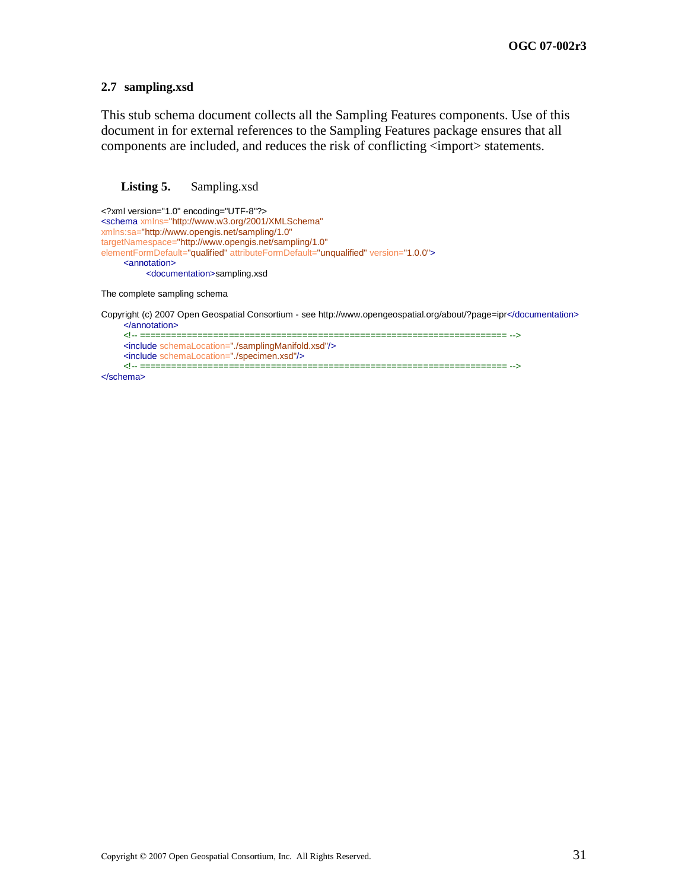## 2.7 sampling.xsd

This stub schema document collects all the Sampling Features components. Use of this document in for external references to the Sampling Features package ensures that all components are included, and reduces the risk of conflicting <import> statements.

**Listing 5.** Sampling.xsd

```
<?xml version="1.0" encoding="UTF-8"?>
<schema xmlns="http://www.w3.org/2001/XMLSchema"
xmlns:sa="http://www.opengis.net/sampling/1.0"
targetNamespace="http://www.opengis.net/sampling/1.0"
elementFormDefault="qualified" attributeFormDefault="unqualified" version="1.0.0">
	<annotation>
		<documentation>sampling.xsd

The complete sampling schema

Copyright (c) 2007 Open Geospatial Consortium - see http://www.opengeospatial.org/about/?page=ipr</documentation>
	</annotation>
	<!-- ====================================================================== -->
	<include schemaLocation="./samplingManifold.xsd"/>
	<include schemaLocation="./specimen.xsd"/>
	<!-- ====================================================================== -->
</schema>
```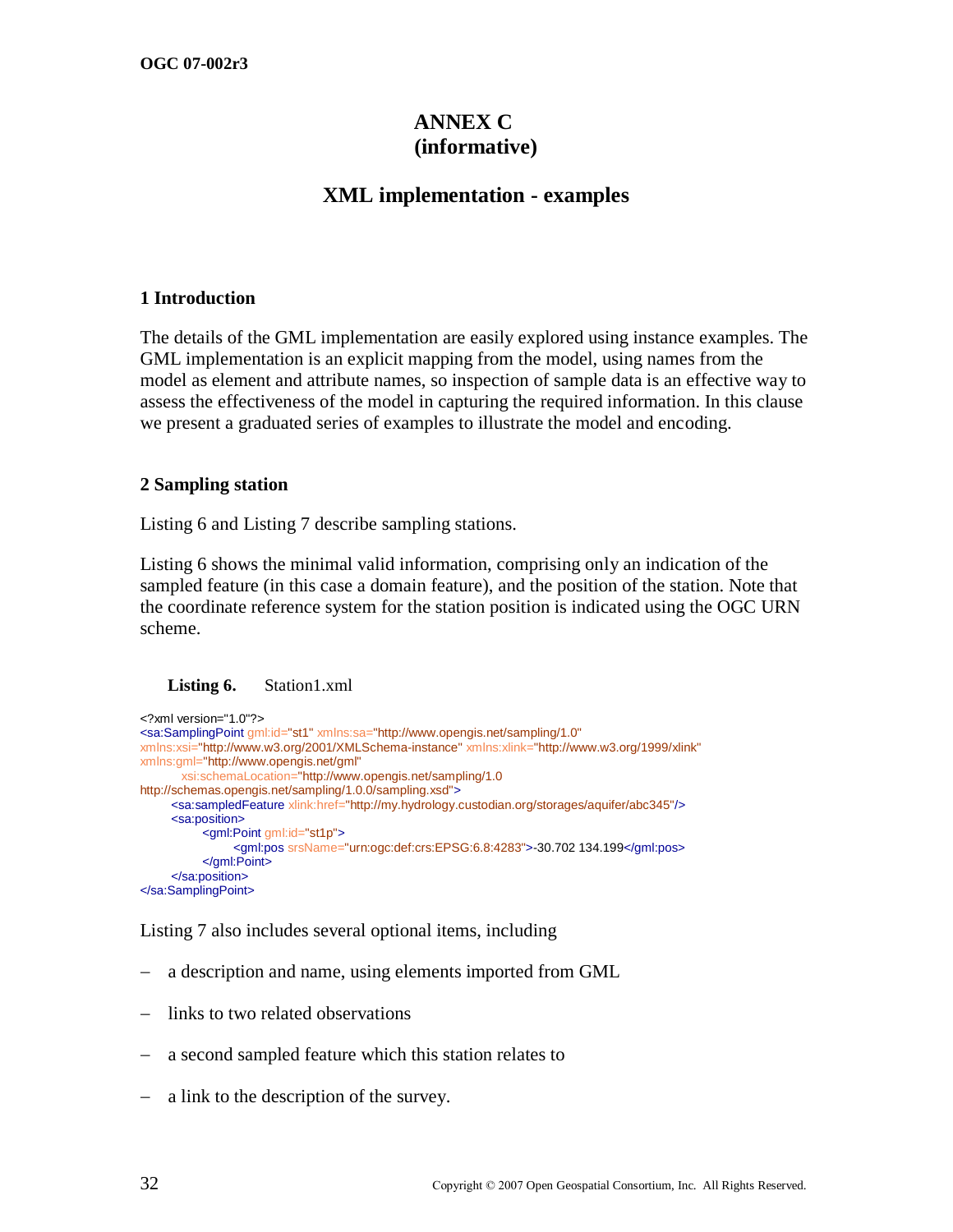# ANNEX C (informative)

# XML implementation - examples

## 1 Introduction

The details of the GML implementation are easily explored using instance examples. The GML implementation is an explicit mapping from the model, using names from the model as element and attribute names, so inspection of sample data is an effective way to assess the effectiveness of the model in capturing the required information. In this clause we present a graduated series of examples to illustrate the model and encoding.

## 2 Sampling station

Listing 6 and Listing 7 describe sampling stations.

Listing 6 shows the minimal valid information, comprising only an indication of the sampled feature (in this case a domain feature), and the position of the station. Note that the coordinate reference system for the station position is indicated using the OGC URN scheme.

**Listing 6.** Station1.xml

```
<?xml version="1.0"?>
<sa:SamplingPoint gml:id="st1" xmlns:sa="http://www.opengis.net/sampling/1.0"
xmlns:xsi="http://www.w3.org/2001/XMLSchema-instance" xmlns:xlink="http://www.w3.org/1999/xlink"
xmlns:gml="http://www.opengis.net/gml"
        xsi:schemaLocation="http://www.opengis.net/sampling/1.0
http://schemas.opengis.net/sampling/1.0.0/sampling.xsd">
        <sa:sampledFeature xlink:href="http://my.hydrology.custodian.org/storages/aquifer/abc345"/>
        <sa:position>
                <gml:Point gml:id="st1p">
                        <gml:pos srsName="urn:ogc:def:crs:EPSG:6.8:4283">-30.702 134.199</gml:pos>
                </gml:Point>
        </sa:position>
</sa:SamplingPoint>
```

Listing 7 also includes several optional items, including

– a description and name, using elements imported from GML

– links to two related observations

– a second sampled feature which this station relates to

– a link to the description of the survey.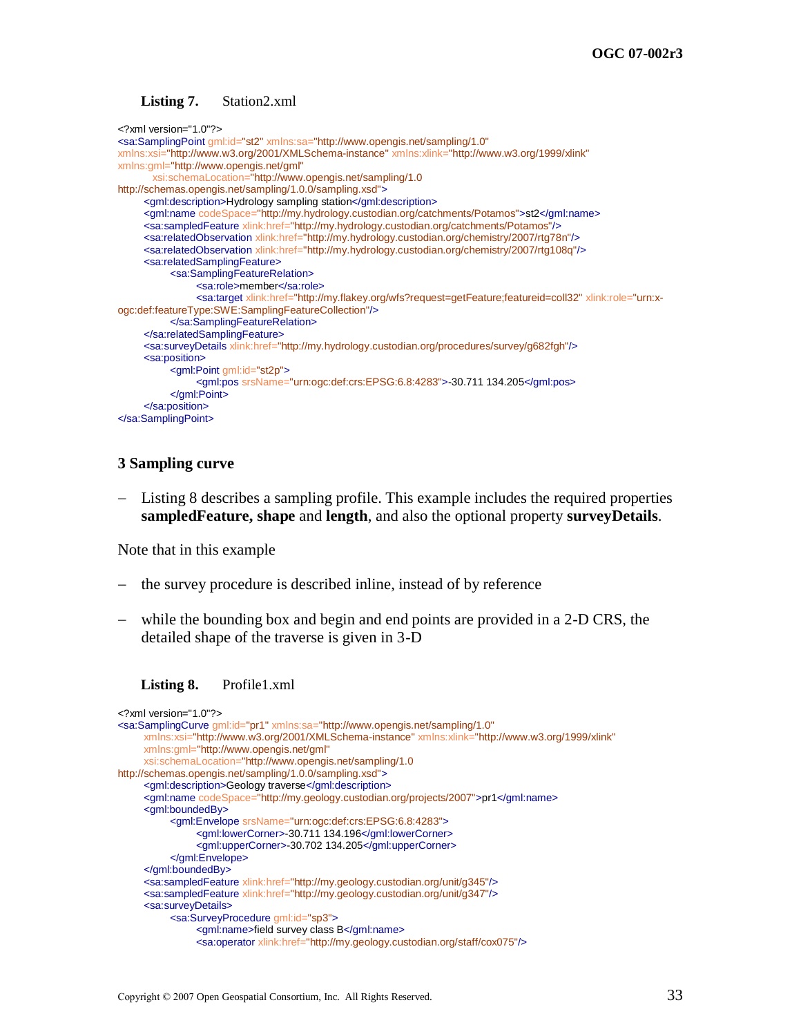**Listing 7.** Station2.xml

```
<?xml version="1.0"?>
<sa:SamplingPoint gml:id="st2" xmlns:sa="http://www.opengis.net/sampling/1.0"
xmlns:xsi="http://www.w3.org/2001/XMLSchema-instance" xmlns:xlink="http://www.w3.org/1999/xlink"
xmlns:gml="http://www.opengis.net/gml"
          xsi:schemaLocation="http://www.opengis.net/sampling/1.0
http://schemas.opengis.net/sampling/1.0.0/sampling.xsd">
        <gml:description>Hydrology sampling station</gml:description>
        <gml:name codeSpace="http://my.hydrology.custodian.org/catchments/Potamos">st2</gml:name>
        <sa:sampledFeature xlink:href="http://my.hydrology.custodian.org/catchments/Potamos"/>
        <sa:relatedObservation xlink:href="http://my.hydrology.custodian.org/chemistry/2007/rtg78n"/>
        <sa:relatedObservation xlink:href="http://my.hydrology.custodian.org/chemistry/2007/rtg108q"/>
        <sa:relatedSamplingFeature>
                <sa:SamplingFeatureRelation>
                        <sa:role>member</sa:role>
                        <sa:target xlink:href="http://my.flakey.org/wfs?request=getFeature;featureid=coll32" xlink:role="urn:x-
ogc:def:featureType:SWE:SamplingFeatureCollection"/>
                </sa:SamplingFeatureRelation>
        </sa:relatedSamplingFeature>
        <sa:surveyDetails xlink:href="http://my.hydrology.custodian.org/procedures/survey/g682fgh"/>
        <sa:position>
                <gml:Point gml:id="st2p">
                        <gml:pos srsName="urn:ogc:def:crs:EPSG:6.8:4283">-30.711 134.205</gml:pos>
                </gml:Point>
        </sa:position>
</sa:SamplingPoint>
```

## 3 Sampling curve

- Listing 8 describes a sampling profile. This example includes the required properties **sampledFeature, shape** and **length**, and also the optional property **surveyDetails**.

Note that in this example

- the survey procedure is described inline, instead of by reference
- while the bounding box and begin and end points are provided in a 2-D CRS, the detailed shape of the traverse is given in 3-D

**Listing 8.** Profile1.xml

```
<?xml version="1.0"?>
<sa:SamplingCurve gml:id="pr1" xmlns:sa="http://www.opengis.net/sampling/1.0"
        xmlns:xsi="http://www.w3.org/2001/XMLSchema-instance" xmlns:xlink="http://www.w3.org/1999/xlink"
        xmlns:gml="http://www.opengis.net/gml"
        xsi:schemaLocation="http://www.opengis.net/sampling/1.0
http://schemas.opengis.net/sampling/1.0.0/sampling.xsd">
        <gml:description>Geology traverse</gml:description>
        <gml:name codeSpace="http://my.geology.custodian.org/projects/2007">pr1</gml:name>
        <gml:boundedBy>
                <gml:Envelope srsName="urn:ogc:def:crs:EPSG:6.8:4283">
                        <gml:lowerCorner>-30.711 134.196</gml:lowerCorner>
                        <gml:upperCorner>-30.702 134.205</gml:upperCorner>
                </gml:Envelope>
        </gml:boundedBy>
        <sa:sampledFeature xlink:href="http://my.geology.custodian.org/unit/g345"/>
        <sa:sampledFeature xlink:href="http://my.geology.custodian.org/unit/g347"/>
        <sa:surveyDetails>
                <sa:SurveyProcedure gml:id="sp3">
                        <gml:name>field survey class B</gml:name>
                        <sa:operator xlink:href="http://my.geology.custodian.org/staff/cox075"/>
```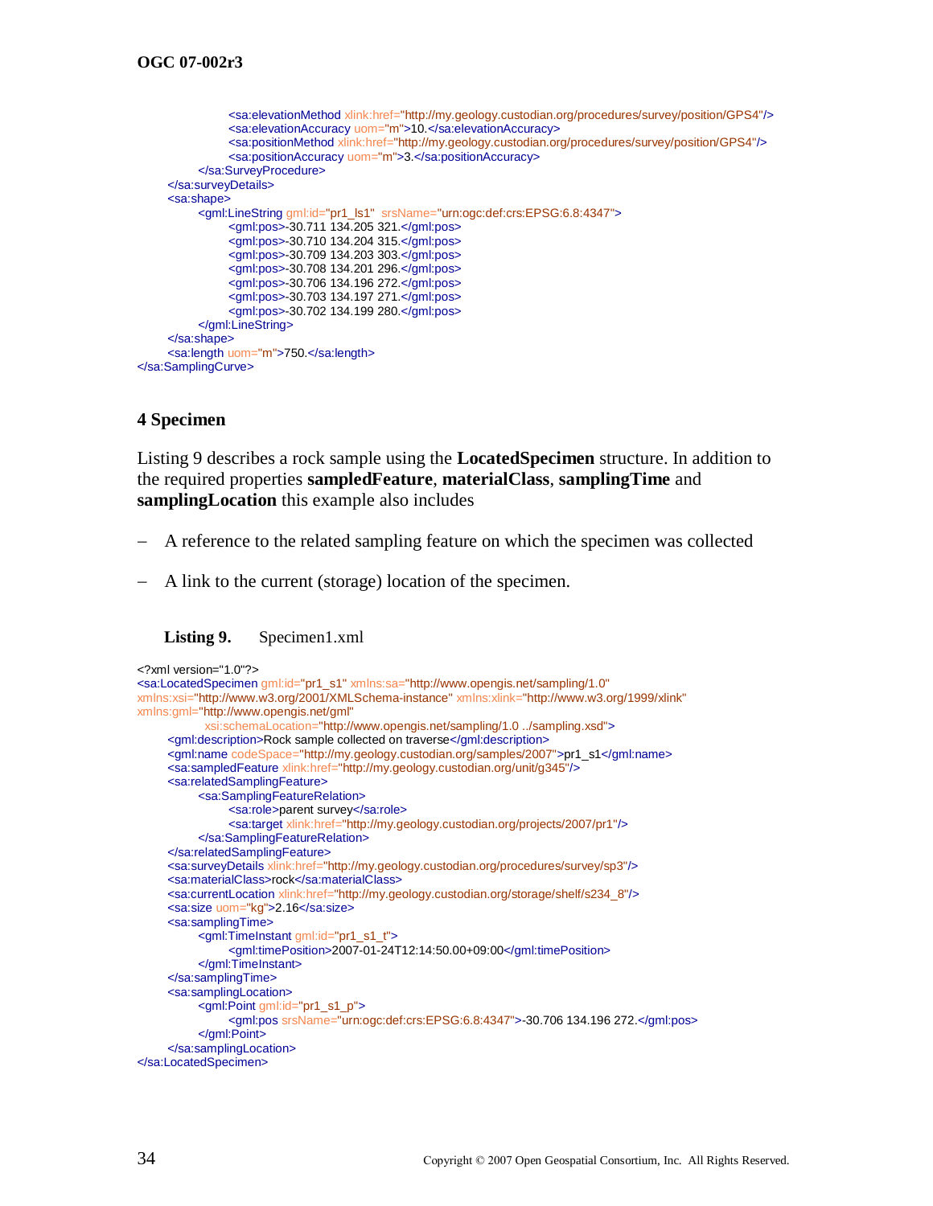```
                        <sa:elevationMethod xlink:href="http://my.geology.custodian.org/procedures/survey/position/GPS4"/>
                        <sa:elevationAccuracy uom="m">10.</sa:elevationAccuracy>
                        <sa:positionMethod xlink:href="http://my.geology.custodian.org/procedures/survey/position/GPS4"/>
                        <sa:positionAccuracy uom="m">3.</sa:positionAccuracy>
                </sa:SurveyProcedure>
        </sa:surveyDetails>
        <sa:shape>
                <gml:LineString gml:id="pr1_ls1"  srsName="urn:ogc:def:crs:EPSG:6.8:4347">
                        <gml:pos>-30.711 134.205 321.</gml:pos>
                        <gml:pos>-30.710 134.204 315.</gml:pos>
                        <gml:pos>-30.709 134.203 303.</gml:pos>
                        <gml:pos>-30.708 134.201 296.</gml:pos>
                        <gml:pos>-30.706 134.196 272.</gml:pos>
                        <gml:pos>-30.703 134.197 271.</gml:pos>
                        <gml:pos>-30.702 134.199 280.</gml:pos>
                </gml:LineString>
        </sa:shape>
        <sa:length uom="m">750.</sa:length>
</sa:SamplingCurve>
```

## 4 Specimen

Listing 9 describes a rock sample using the **LocatedSpecimen** structure. In addition to the required properties **sampledFeature**, **materialClass**, **samplingTime** and **samplingLocation** this example also includes

– A reference to the related sampling feature on which the specimen was collected

– A link to the current (storage) location of the specimen.

**Listing 9.** Specimen1.xml

```
<?xml version="1.0"?>
<sa:LocatedSpecimen gml:id="pr1_s1" xmlns:sa="http://www.opengis.net/sampling/1.0"
xmlns:xsi="http://www.w3.org/2001/XMLSchema-instance" xmlns:xlink="http://www.w3.org/1999/xlink"
xmlns:gml="http://www.opengis.net/gml"
              xsi:schemaLocation="http://www.opengis.net/sampling/1.0 ../sampling.xsd">
        <gml:description>Rock sample collected on traverse</gml:description>
        <gml:name codeSpace="http://my.geology.custodian.org/samples/2007">pr1_s1</gml:name>
        <sa:sampledFeature xlink:href="http://my.geology.custodian.org/unit/g345"/>
        <sa:relatedSamplingFeature>
                <sa:SamplingFeatureRelation>
                        <sa:role>parent survey</sa:role>
                        <sa:target xlink:href="http://my.geology.custodian.org/projects/2007/pr1"/>
                </sa:SamplingFeatureRelation>
        </sa:relatedSamplingFeature>
        <sa:surveyDetails xlink:href="http://my.geology.custodian.org/procedures/survey/sp3"/>
        <sa:materialClass>rock</sa:materialClass>
        <sa:currentLocation xlink:href="http://my.geology.custodian.org/storage/shelf/s234_8"/>
        <sa:size uom="kg">2.16</sa:size>
        <sa:samplingTime>
                <gml:TimeInstant gml:id="pr1_s1_t">
                        <gml:timePosition>2007-01-24T12:14:50.00+09:00</gml:timePosition>
                </gml:TimeInstant>
        </sa:samplingTime>
        <sa:samplingLocation>
                <gml:Point gml:id="pr1_s1_p">
                        <gml:pos srsName="urn:ogc:def:crs:EPSG:6.8:4347">-30.706 134.196 272.</gml:pos>
                </gml:Point>
        </sa:samplingLocation>
</sa:LocatedSpecimen>
```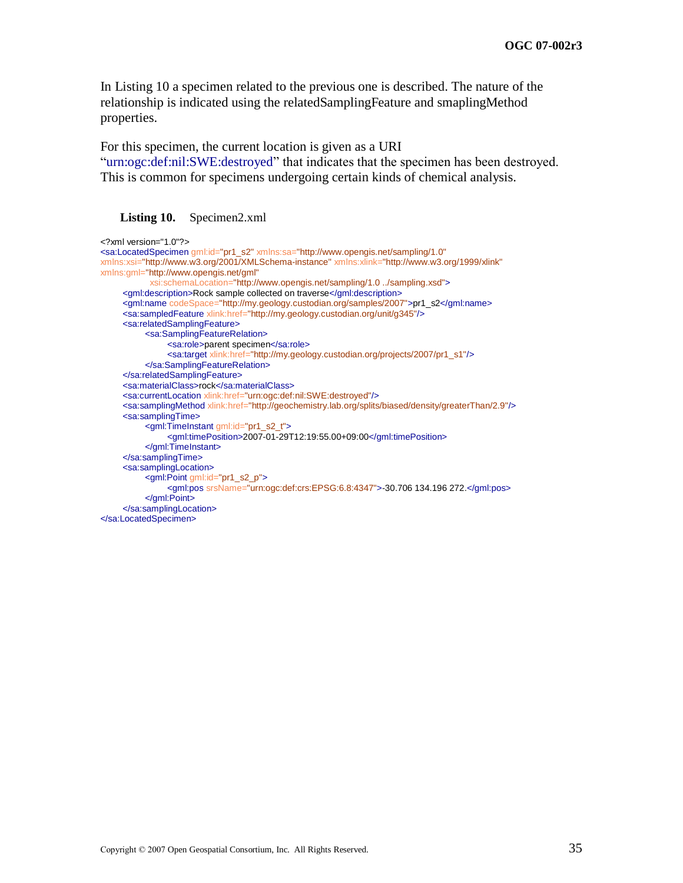In Listing 10 a specimen related to the previous one is described. The nature of the relationship is indicated using the relatedSamplingFeature and smaplingMethod properties.

For this specimen, the current location is given as a URI "urn:ogc:def:nil:SWE:destroyed" that indicates that the specimen has been destroyed. This is common for specimens undergoing certain kinds of chemical analysis.

**Listing 10.** Specimen2.xml

```
<?xml version="1.0"?>
<sa:LocatedSpecimen gml:id="pr1_s2" xmlns:sa="http://www.opengis.net/sampling/1.0"
xmlns:xsi="http://www.w3.org/2001/XMLSchema-instance" xmlns:xlink="http://www.w3.org/1999/xlink"
xmlns:gml="http://www.opengis.net/gml"
		xsi:schemaLocation="http://www.opengis.net/sampling/1.0 ../sampling.xsd">
	<gml:description>Rock sample collected on traverse</gml:description>
	<gml:name codeSpace="http://my.geology.custodian.org/samples/2007">pr1_s2</gml:name>
	<sa:sampledFeature xlink:href="http://my.geology.custodian.org/unit/g345"/>
	<sa:relatedSamplingFeature>
		<sa:SamplingFeatureRelation>
			<sa:role>parent specimen</sa:role>
			<sa:target xlink:href="http://my.geology.custodian.org/projects/2007/pr1_s1"/>
		</sa:SamplingFeatureRelation>
	</sa:relatedSamplingFeature>
	<sa:materialClass>rock</sa:materialClass>
	<sa:currentLocation xlink:href="urn:ogc:def:nil:SWE:destroyed"/>
	<sa:samplingMethod xlink:href="http://geochemistry.lab.org/splits/biased/density/greaterThan/2.9"/>
	<sa:samplingTime>
		<gml:TimeInstant gml:id="pr1_s2_t">
			<gml:timePosition>2007-01-29T12:19:55.00+09:00</gml:timePosition>
		</gml:TimeInstant>
	</sa:samplingTime>
	<sa:samplingLocation>
		<gml:Point gml:id="pr1_s2_p">
			<gml:pos srsName="urn:ogc:def:crs:EPSG:6.8:4347">-30.706 134.196 272.</gml:pos>
		</gml:Point>
	</sa:samplingLocation>
</sa:LocatedSpecimen>
```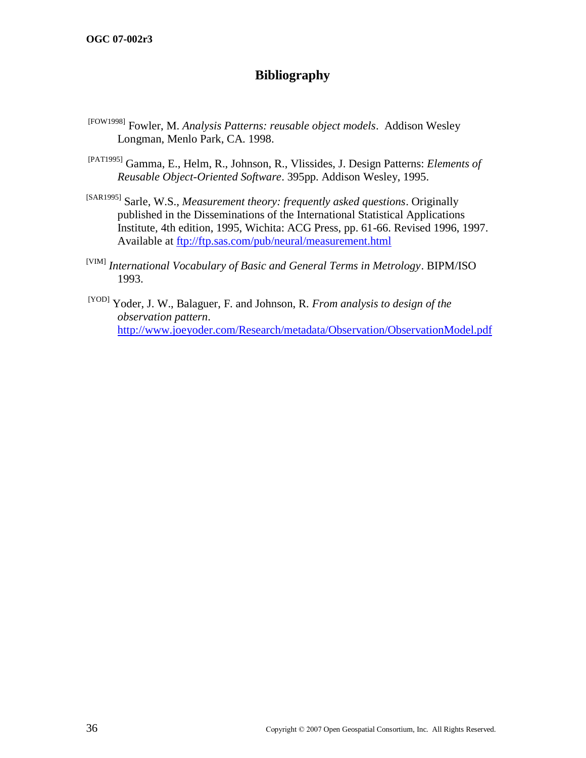# Bibliography

[FOW1998] Fowler, M. *Analysis Patterns: reusable object models*. Addison Wesley Longman, Menlo Park, CA. 1998.

[PAT1995] Gamma, E., Helm, R., Johnson, R., Vlissides, J. Design Patterns: *Elements of Reusable Object-Oriented Software*. 395pp. Addison Wesley, 1995.

[SAR1995] Sarle, W.S., *Measurement theory: frequently asked questions*. Originally published in the Disseminations of the International Statistical Applications Institute, 4th edition, 1995, Wichita: ACG Press, pp. 61-66. Revised 1996, 1997. Available at ftp://ftp.sas.com/pub/neural/measurement.html

[VIM] *International Vocabulary of Basic and General Terms in Metrology*. BIPM/ISO 1993.

[YOD] Yoder, J. W., Balaguer, F. and Johnson, R. *From analysis to design of the observation pattern*. http://www.joeyoder.com/Research/metadata/Observation/ObservationModel.pdf